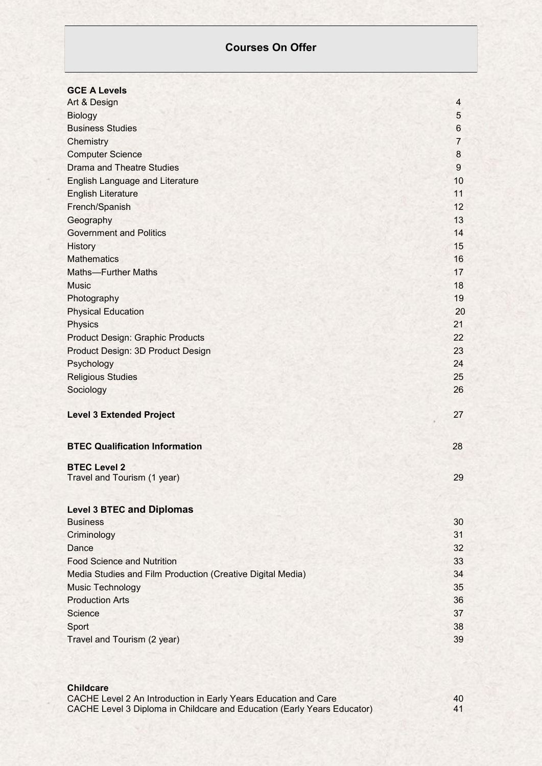# Courses On Offer

| **GCE A Levels** | |
|---|---|
| Art & Design | 4 |
| Biology | 5 |
| Business Studies | 6 |
| Chemistry | 7 |
| Computer Science | 8 |
| Drama and Theatre Studies | 9 |
| English Language and Literature | 10 |
| English Literature | 11 |
| French/Spanish | 12 |
| Geography | 13 |
| Government and Politics | 14 |
| History | 15 |
| Mathematics | 16 |
| Maths—Further Maths | 17 |
| Music | 18 |
| Photography | 19 |
| Physical Education | 20 |
| Physics | 21 |
| Product Design: Graphic Products | 22 |
| Product Design: 3D Product Design | 23 |
| Psychology | 24 |
| Religious Studies | 25 |
| Sociology | 26 |
| **Level 3 Extended Project** | 27 |
| **BTEC Qualification Information** | 28 |
| **BTEC Level 2** | |
| Travel and Tourism (1 year) | 29 |
| **Level 3 BTEC and Diplomas** | |
| Business | 30 |
| Criminology | 31 |
| Dance | 32 |
| Food Science and Nutrition | 33 |
| Media Studies and Film Production (Creative Digital Media) | 34 |
| Music Technology | 35 |
| Production Arts | 36 |
| Science | 37 |
| Sport | 38 |
| Travel and Tourism (2 year) | 39 |
| **Childcare** | |
| CACHE Level 2 An Introduction in Early Years Education and Care | 40 |
| CACHE Level 3 Diploma in Childcare and Education (Early Years Educator) | 41 |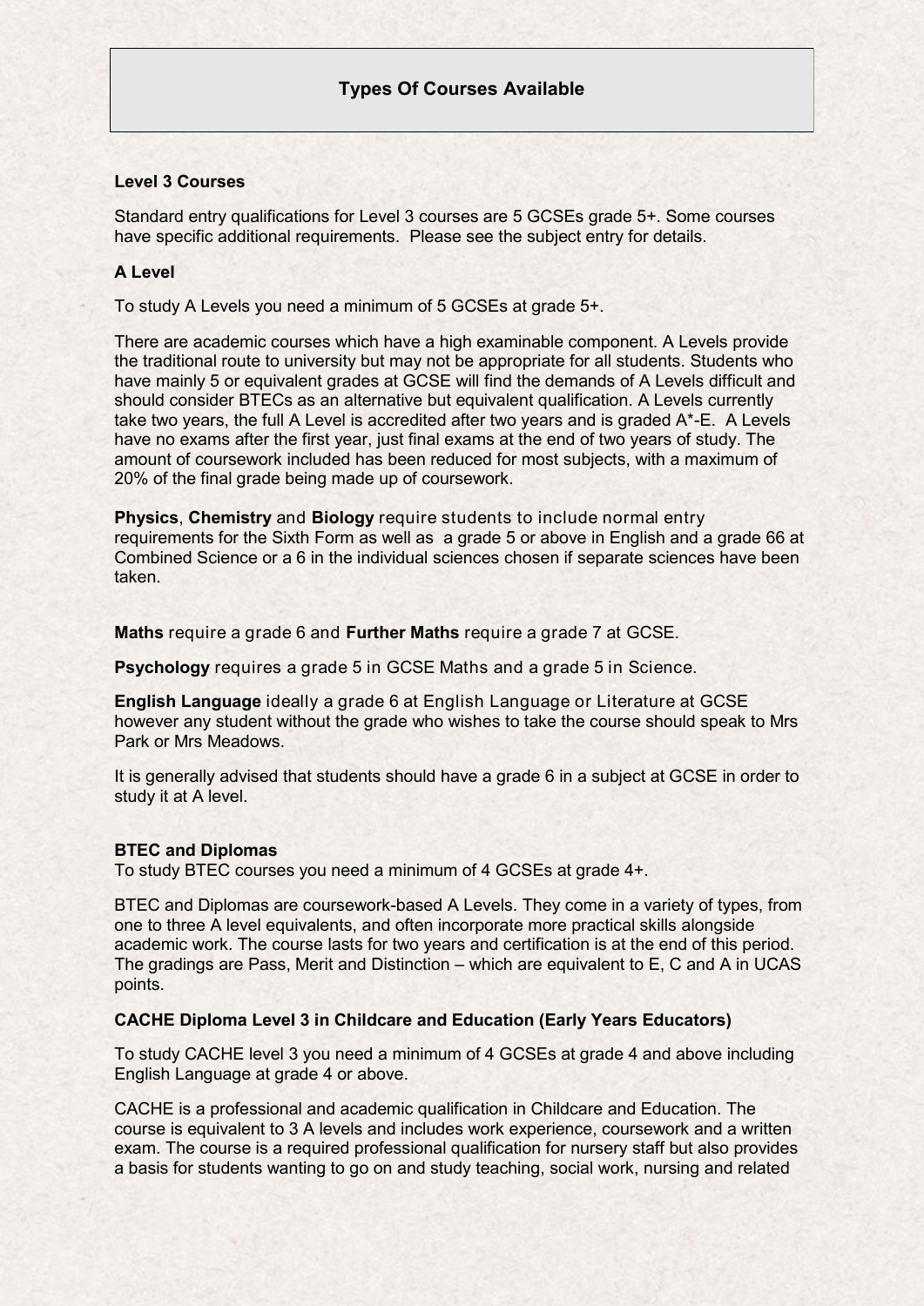# Types Of Courses Available

**Level 3 Courses**

Standard entry qualifications for Level 3 courses are 5 GCSEs grade 5+. Some courses have specific additional requirements. Please see the subject entry for details.

**A Level**

To study A Levels you need a minimum of 5 GCSEs at grade 5+.

There are academic courses which have a high examinable component. A Levels provide the traditional route to university but may not be appropriate for all students. Students who have mainly 5 or equivalent grades at GCSE will find the demands of A Levels difficult and should consider BTECs as an alternative but equivalent qualification. A Levels currently take two years, the full A Level is accredited after two years and is graded A*-E. A Levels have no exams after the first year, just final exams at the end of two years of study. The amount of coursework included has been reduced for most subjects, with a maximum of 20% of the final grade being made up of coursework.

**Physics**, **Chemistry** and **Biology** require students to include normal entry requirements for the Sixth Form as well as a grade 5 or above in English and a grade 66 at Combined Science or a 6 in the individual sciences chosen if separate sciences have been taken.

**Maths** require a grade 6 and **Further Maths** require a grade 7 at GCSE.

**Psychology** requires a grade 5 in GCSE Maths and a grade 5 in Science.

**English Language** ideally a grade 6 at English Language or Literature at GCSE however any student without the grade who wishes to take the course should speak to Mrs Park or Mrs Meadows.

It is generally advised that students should have a grade 6 in a subject at GCSE in order to study it at A level.

**BTEC and Diplomas**

To study BTEC courses you need a minimum of 4 GCSEs at grade 4+.

BTEC and Diplomas are coursework-based A Levels. They come in a variety of types, from one to three A level equivalents, and often incorporate more practical skills alongside academic work. The course lasts for two years and certification is at the end of this period. The gradings are Pass, Merit and Distinction – which are equivalent to E, C and A in UCAS points.

**CACHE Diploma Level 3 in Childcare and Education (Early Years Educators)**

To study CACHE level 3 you need a minimum of 4 GCSEs at grade 4 and above including English Language at grade 4 or above.

CACHE is a professional and academic qualification in Childcare and Education. The course is equivalent to 3 A levels and includes work experience, coursework and a written exam. The course is a required professional qualification for nursery staff but also provides a basis for students wanting to go on and study teaching, social work, nursing and related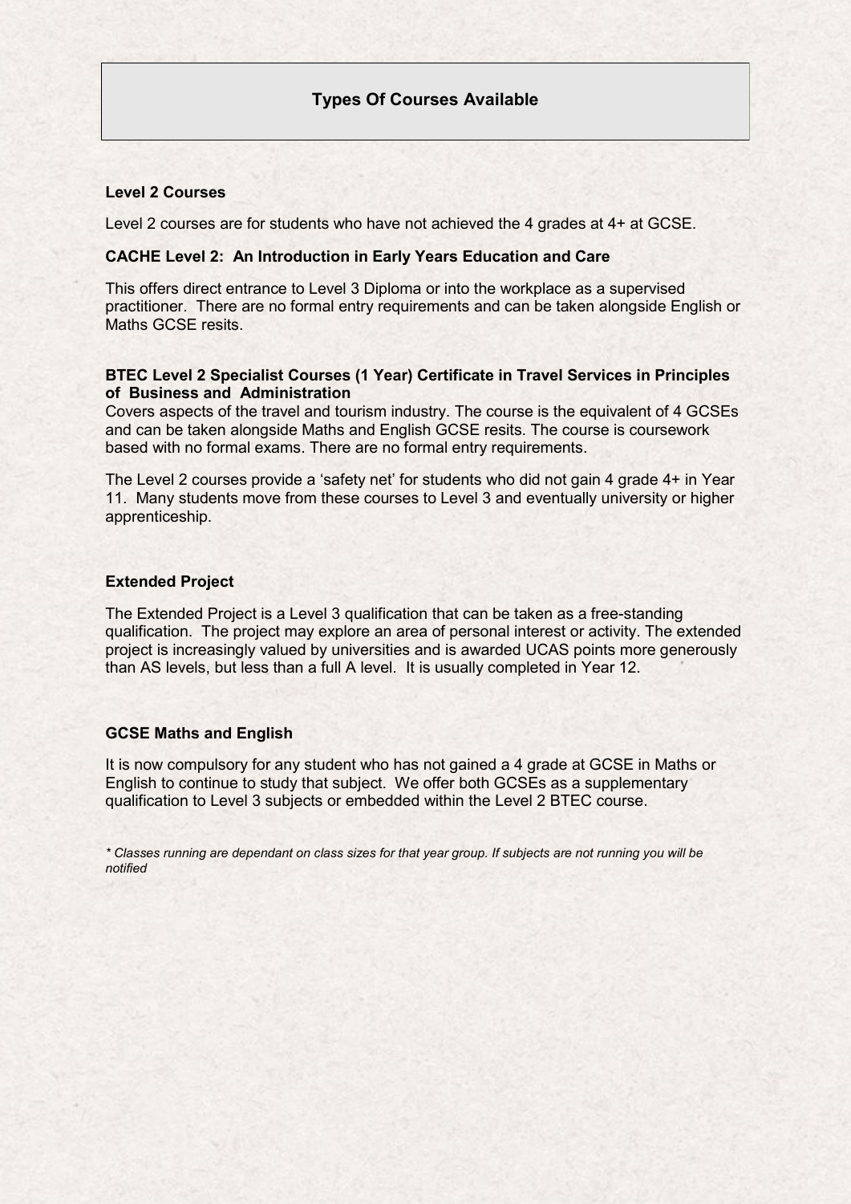## Types Of Courses Available

### Level 2 Courses

Level 2 courses are for students who have not achieved the 4 grades at 4+ at GCSE.

### CACHE Level 2: An Introduction in Early Years Education and Care

This offers direct entrance to Level 3 Diploma or into the workplace as a supervised practitioner. There are no formal entry requirements and can be taken alongside English or Maths GCSE resits.

### BTEC Level 2 Specialist Courses (1 Year) Certificate in Travel Services in Principles of Business and Administration

Covers aspects of the travel and tourism industry. The course is the equivalent of 4 GCSEs and can be taken alongside Maths and English GCSE resits. The course is coursework based with no formal exams. There are no formal entry requirements.

The Level 2 courses provide a 'safety net' for students who did not gain 4 grade 4+ in Year 11. Many students move from these courses to Level 3 and eventually university or higher apprenticeship.

### Extended Project

The Extended Project is a Level 3 qualification that can be taken as a free-standing qualification. The project may explore an area of personal interest or activity. The extended project is increasingly valued by universities and is awarded UCAS points more generously than AS levels, but less than a full A level. It is usually completed in Year 12.

### GCSE Maths and English

It is now compulsory for any student who has not gained a 4 grade at GCSE in Maths or English to continue to study that subject. We offer both GCSEs as a supplementary qualification to Level 3 subjects or embedded within the Level 2 BTEC course.

*\* Classes running are dependant on class sizes for that year group. If subjects are not running you will be notified*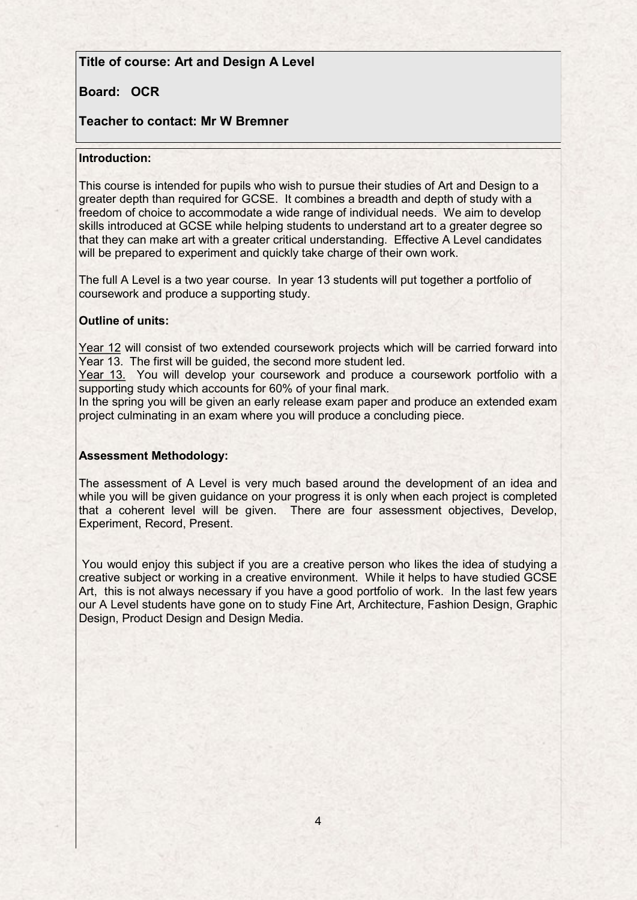**Title of course: Art and Design A Level**

**Board: OCR**

**Teacher to contact: Mr W Bremner**

**Introduction:**

This course is intended for pupils who wish to pursue their studies of Art and Design to a greater depth than required for GCSE. It combines a breadth and depth of study with a freedom of choice to accommodate a wide range of individual needs. We aim to develop skills introduced at GCSE while helping students to understand art to a greater degree so that they can make art with a greater critical understanding. Effective A Level candidates will be prepared to experiment and quickly take charge of their own work.

The full A Level is a two year course. In year 13 students will put together a portfolio of coursework and produce a supporting study.

**Outline of units:**

Year 12 will consist of two extended coursework projects which will be carried forward into Year 13. The first will be guided, the second more student led.

Year 13. You will develop your coursework and produce a coursework portfolio with a supporting study which accounts for 60% of your final mark.

In the spring you will be given an early release exam paper and produce an extended exam project culminating in an exam where you will produce a concluding piece.

**Assessment Methodology:**

The assessment of A Level is very much based around the development of an idea and while you will be given guidance on your progress it is only when each project is completed that a coherent level will be given. There are four assessment objectives, Develop, Experiment, Record, Present.

You would enjoy this subject if you are a creative person who likes the idea of studying a creative subject or working in a creative environment. While it helps to have studied GCSE Art, this is not always necessary if you have a good portfolio of work. In the last few years our A Level students have gone on to study Fine Art, Architecture, Fashion Design, Graphic Design, Product Design and Design Media.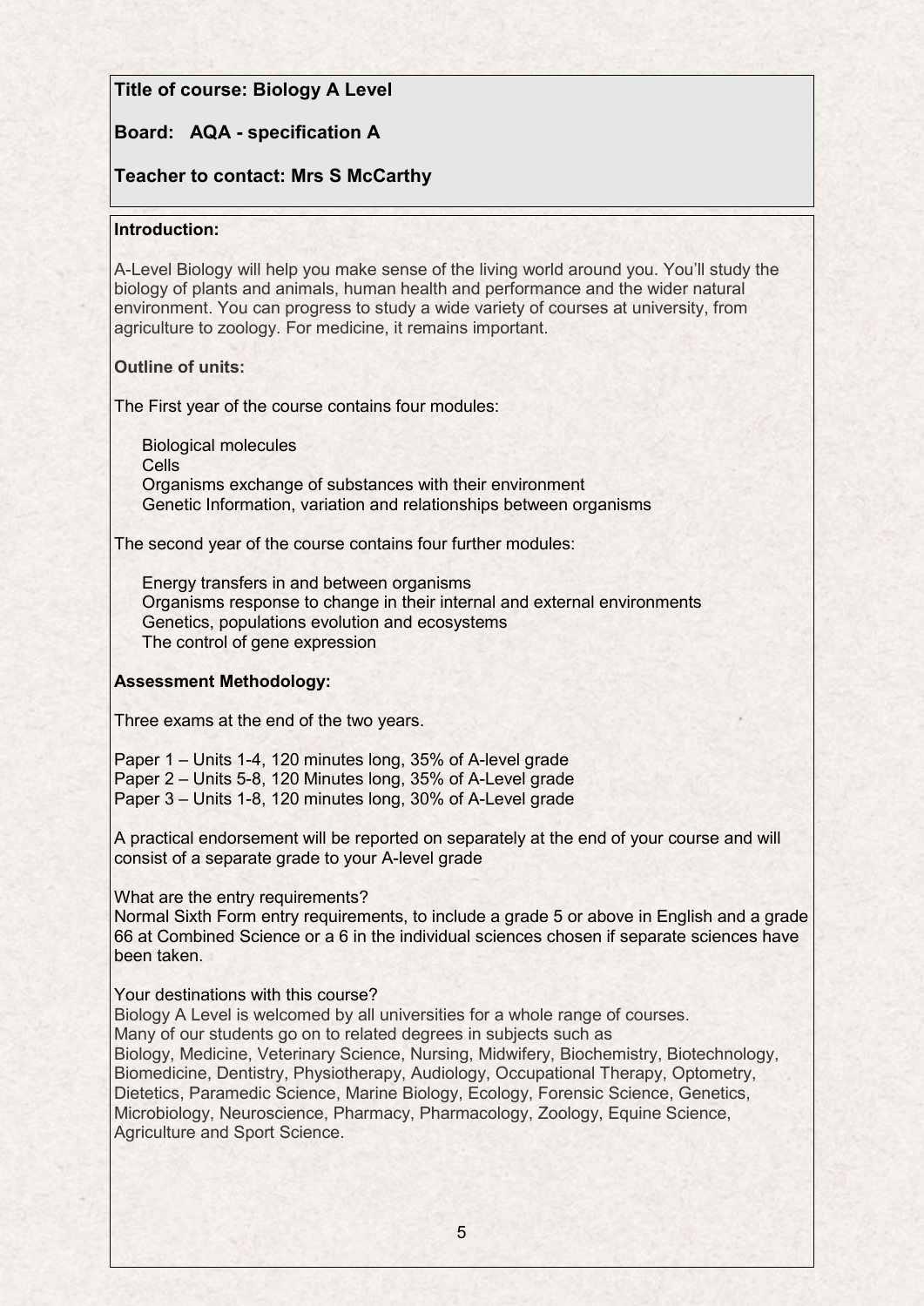**Title of course: Biology A Level**

**Board: AQA - specification A**

**Teacher to contact: Mrs S McCarthy**

**Introduction:**

A-Level Biology will help you make sense of the living world around you. You'll study the biology of plants and animals, human health and performance and the wider natural environment. You can progress to study a wide variety of courses at university, from agriculture to zoology. For medicine, it remains important.

**Outline of units:**

The First year of the course contains four modules:

- Biological molecules
- Cells
- Organisms exchange of substances with their environment
- Genetic Information, variation and relationships between organisms

The second year of the course contains four further modules:

- Energy transfers in and between organisms
- Organisms response to change in their internal and external environments
- Genetics, populations evolution and ecosystems
- The control of gene expression

**Assessment Methodology:**

Three exams at the end of the two years.

Paper 1 – Units 1-4, 120 minutes long, 35% of A-level grade
Paper 2 – Units 5-8, 120 Minutes long, 35% of A-Level grade
Paper 3 – Units 1-8, 120 minutes long, 30% of A-Level grade

A practical endorsement will be reported on separately at the end of your course and will consist of a separate grade to your A-level grade

What are the entry requirements?
Normal Sixth Form entry requirements, to include a grade 5 or above in English and a grade 66 at Combined Science or a 6 in the individual sciences chosen if separate sciences have been taken.

Your destinations with this course?
Biology A Level is welcomed by all universities for a whole range of courses.
Many of our students go on to related degrees in subjects such as
Biology, Medicine, Veterinary Science, Nursing, Midwifery, Biochemistry, Biotechnology, Biomedicine, Dentistry, Physiotherapy, Audiology, Occupational Therapy, Optometry, Dietetics, Paramedic Science, Marine Biology, Ecology, Forensic Science, Genetics, Microbiology, Neuroscience, Pharmacy, Pharmacology, Zoology, Equine Science, Agriculture and Sport Science.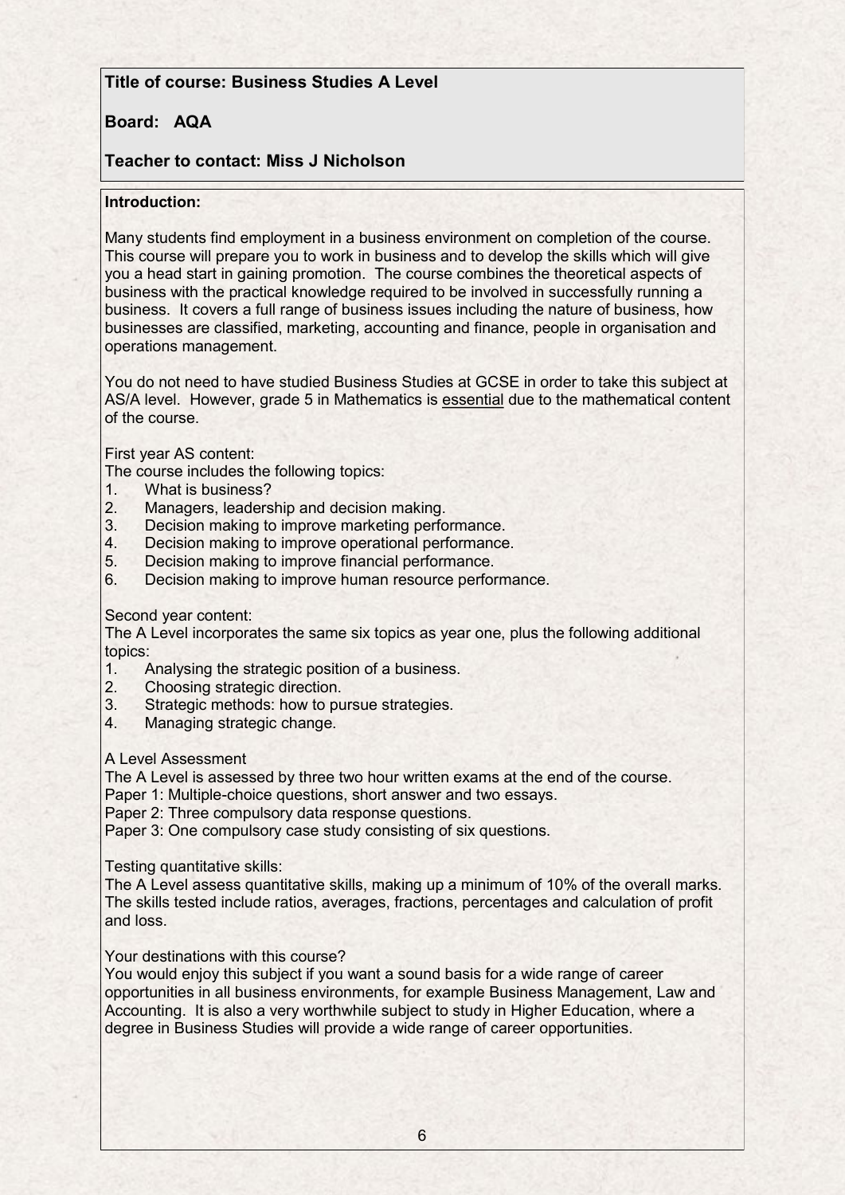**Title of course: Business Studies A Level**

**Board: AQA**

**Teacher to contact: Miss J Nicholson**

**Introduction:**

Many students find employment in a business environment on completion of the course. This course will prepare you to work in business and to develop the skills which will give you a head start in gaining promotion. The course combines the theoretical aspects of business with the practical knowledge required to be involved in successfully running a business. It covers a full range of business issues including the nature of business, how businesses are classified, marketing, accounting and finance, people in organisation and operations management.

You do not need to have studied Business Studies at GCSE in order to take this subject at AS/A level. However, grade 5 in Mathematics is <u>essential</u> due to the mathematical content of the course.

First year AS content:
The course includes the following topics:

1. What is business?
2. Managers, leadership and decision making.
3. Decision making to improve marketing performance.
4. Decision making to improve operational performance.
5. Decision making to improve financial performance.
6. Decision making to improve human resource performance.

Second year content:
The A Level incorporates the same six topics as year one, plus the following additional topics:

1. Analysing the strategic position of a business.
2. Choosing strategic direction.
3. Strategic methods: how to pursue strategies.
4. Managing strategic change.

A Level Assessment
The A Level is assessed by three two hour written exams at the end of the course.
Paper 1: Multiple-choice questions, short answer and two essays.
Paper 2: Three compulsory data response questions.
Paper 3: One compulsory case study consisting of six questions.

Testing quantitative skills:
The A Level assess quantitative skills, making up a minimum of 10% of the overall marks. The skills tested include ratios, averages, fractions, percentages and calculation of profit and loss.

Your destinations with this course?
You would enjoy this subject if you want a sound basis for a wide range of career opportunities in all business environments, for example Business Management, Law and Accounting. It is also a very worthwhile subject to study in Higher Education, where a degree in Business Studies will provide a wide range of career opportunities.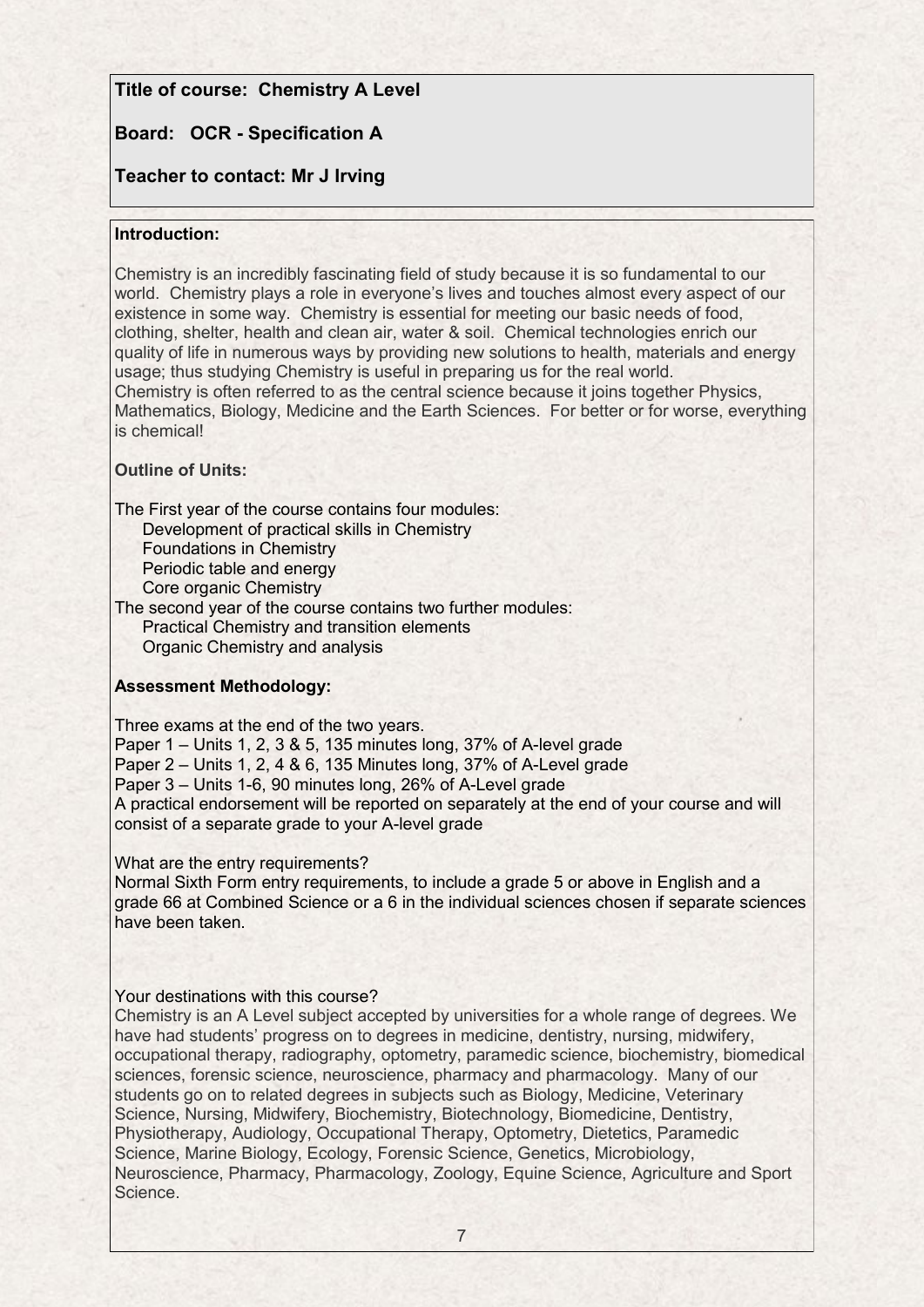**Title of course: Chemistry A Level**

**Board: OCR - Specification A**

**Teacher to contact: Mr J Irving**

**Introduction:**

Chemistry is an incredibly fascinating field of study because it is so fundamental to our world. Chemistry plays a role in everyone's lives and touches almost every aspect of our existence in some way. Chemistry is essential for meeting our basic needs of food, clothing, shelter, health and clean air, water & soil. Chemical technologies enrich our quality of life in numerous ways by providing new solutions to health, materials and energy usage; thus studying Chemistry is useful in preparing us for the real world.
Chemistry is often referred to as the central science because it joins together Physics, Mathematics, Biology, Medicine and the Earth Sciences. For better or for worse, everything is chemical!

**Outline of Units:**

The First year of the course contains four modules:

- Development of practical skills in Chemistry
- Foundations in Chemistry
- Periodic table and energy
- Core organic Chemistry

The second year of the course contains two further modules:

- Practical Chemistry and transition elements
- Organic Chemistry and analysis

**Assessment Methodology:**

Three exams at the end of the two years.
Paper 1 – Units 1, 2, 3 & 5, 135 minutes long, 37% of A-level grade
Paper 2 – Units 1, 2, 4 & 6, 135 Minutes long, 37% of A-Level grade
Paper 3 – Units 1-6, 90 minutes long, 26% of A-Level grade
A practical endorsement will be reported on separately at the end of your course and will consist of a separate grade to your A-level grade

What are the entry requirements?
Normal Sixth Form entry requirements, to include a grade 5 or above in English and a grade 66 at Combined Science or a 6 in the individual sciences chosen if separate sciences have been taken.

Your destinations with this course?
Chemistry is an A Level subject accepted by universities for a whole range of degrees. We have had students' progress on to degrees in medicine, dentistry, nursing, midwifery, occupational therapy, radiography, optometry, paramedic science, biochemistry, biomedical sciences, forensic science, neuroscience, pharmacy and pharmacology. Many of our students go on to related degrees in subjects such as Biology, Medicine, Veterinary Science, Nursing, Midwifery, Biochemistry, Biotechnology, Biomedicine, Dentistry, Physiotherapy, Audiology, Occupational Therapy, Optometry, Dietetics, Paramedic Science, Marine Biology, Ecology, Forensic Science, Genetics, Microbiology, Neuroscience, Pharmacy, Pharmacology, Zoology, Equine Science, Agriculture and Sport Science.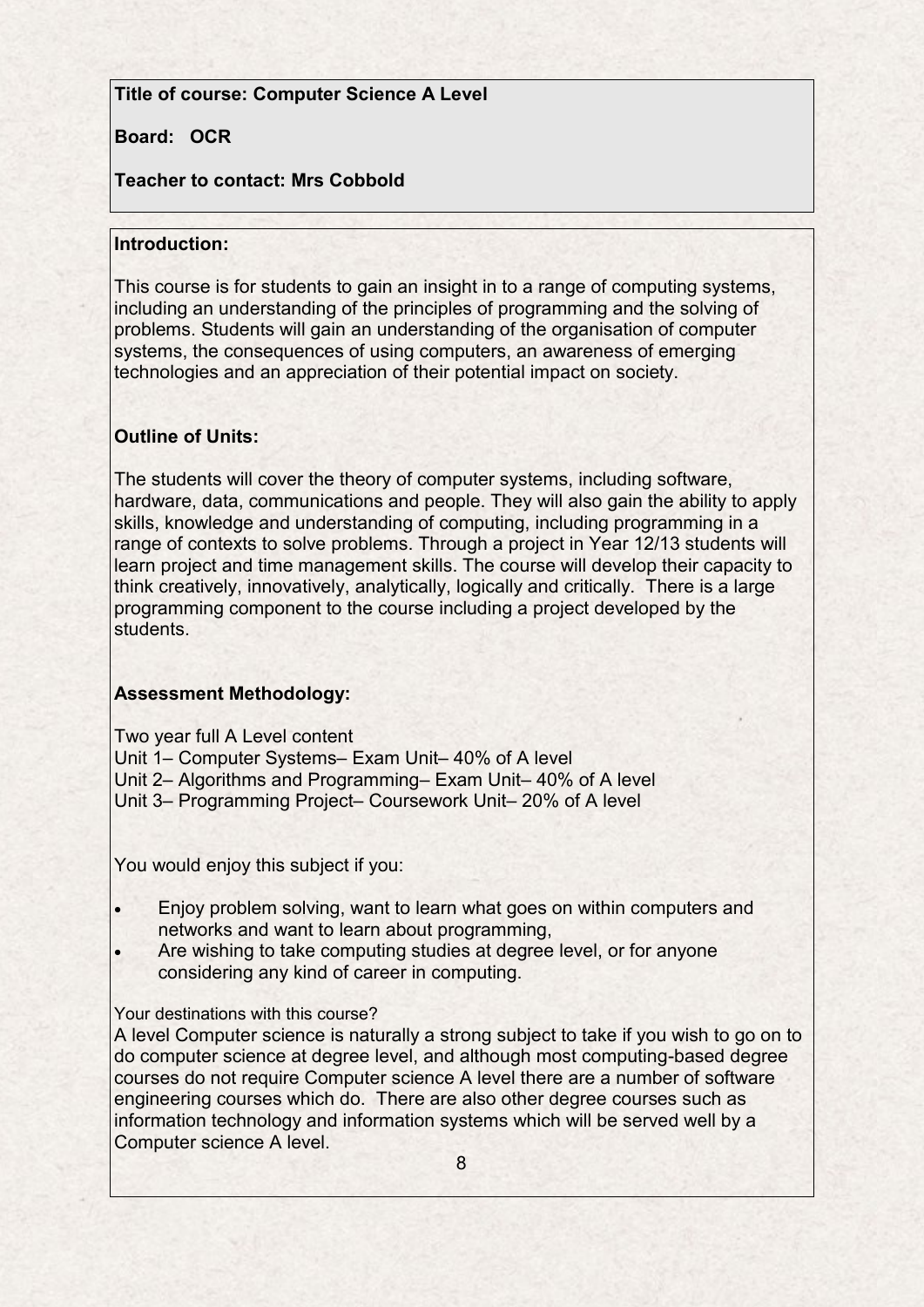**Title of course: Computer Science A Level**

**Board: OCR**

**Teacher to contact: Mrs Cobbold**

**Introduction:**

This course is for students to gain an insight in to a range of computing systems, including an understanding of the principles of programming and the solving of problems. Students will gain an understanding of the organisation of computer systems, the consequences of using computers, an awareness of emerging technologies and an appreciation of their potential impact on society.

**Outline of Units:**

The students will cover the theory of computer systems, including software, hardware, data, communications and people. They will also gain the ability to apply skills, knowledge and understanding of computing, including programming in a range of contexts to solve problems. Through a project in Year 12/13 students will learn project and time management skills. The course will develop their capacity to think creatively, innovatively, analytically, logically and critically. There is a large programming component to the course including a project developed by the students.

**Assessment Methodology:**

Two year full A Level content
Unit 1– Computer Systems– Exam Unit– 40% of A level
Unit 2– Algorithms and Programming– Exam Unit– 40% of A level
Unit 3– Programming Project– Coursework Unit– 20% of A level

You would enjoy this subject if you:

- Enjoy problem solving, want to learn what goes on within computers and networks and want to learn about programming,
- Are wishing to take computing studies at degree level, or for anyone considering any kind of career in computing.

Your destinations with this course?
A level Computer science is naturally a strong subject to take if you wish to go on to do computer science at degree level, and although most computing-based degree courses do not require Computer science A level there are a number of software engineering courses which do. There are also other degree courses such as information technology and information systems which will be served well by a Computer science A level.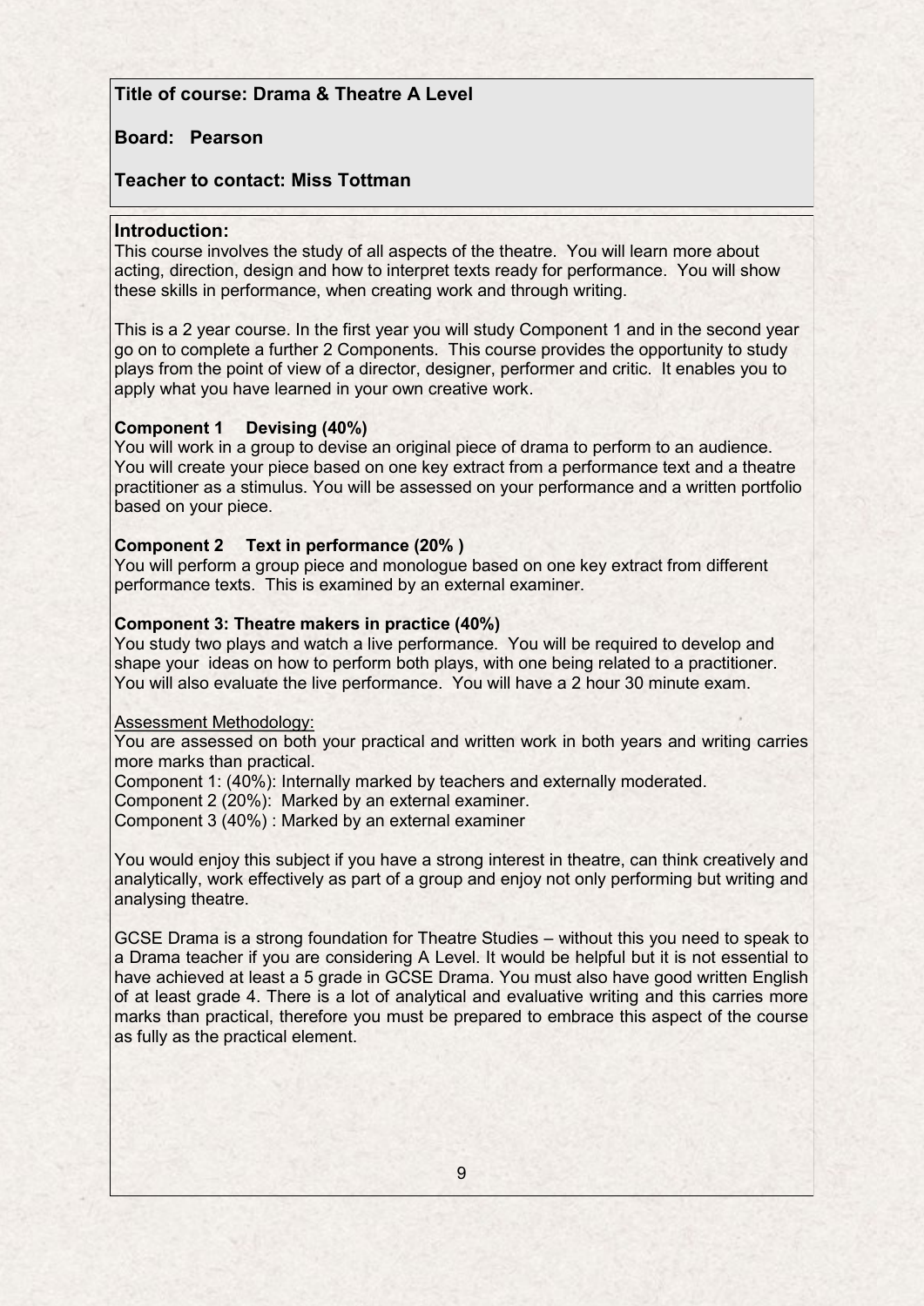**Title of course: Drama & Theatre A Level**

**Board: Pearson**

**Teacher to contact: Miss Tottman**

**Introduction:**

This course involves the study of all aspects of the theatre. You will learn more about acting, direction, design and how to interpret texts ready for performance. You will show these skills in performance, when creating work and through writing.

This is a 2 year course. In the first year you will study Component 1 and in the second year go on to complete a further 2 Components. This course provides the opportunity to study plays from the point of view of a director, designer, performer and critic. It enables you to apply what you have learned in your own creative work.

**Component 1 Devising (40%)**

You will work in a group to devise an original piece of drama to perform to an audience. You will create your piece based on one key extract from a performance text and a theatre practitioner as a stimulus. You will be assessed on your performance and a written portfolio based on your piece.

**Component 2 Text in performance (20% )**

You will perform a group piece and monologue based on one key extract from different performance texts. This is examined by an external examiner.

**Component 3: Theatre makers in practice (40%)**

You study two plays and watch a live performance. You will be required to develop and shape your ideas on how to perform both plays, with one being related to a practitioner. You will also evaluate the live performance. You will have a 2 hour 30 minute exam.

<u>Assessment Methodology:</u>

You are assessed on both your practical and written work in both years and writing carries more marks than practical.

Component 1: (40%): Internally marked by teachers and externally moderated.

Component 2 (20%): Marked by an external examiner.

Component 3 (40%) : Marked by an external examiner

You would enjoy this subject if you have a strong interest in theatre, can think creatively and analytically, work effectively as part of a group and enjoy not only performing but writing and analysing theatre.

GCSE Drama is a strong foundation for Theatre Studies – without this you need to speak to a Drama teacher if you are considering A Level. It would be helpful but it is not essential to have achieved at least a 5 grade in GCSE Drama. You must also have good written English of at least grade 4. There is a lot of analytical and evaluative writing and this carries more marks than practical, therefore you must be prepared to embrace this aspect of the course as fully as the practical element.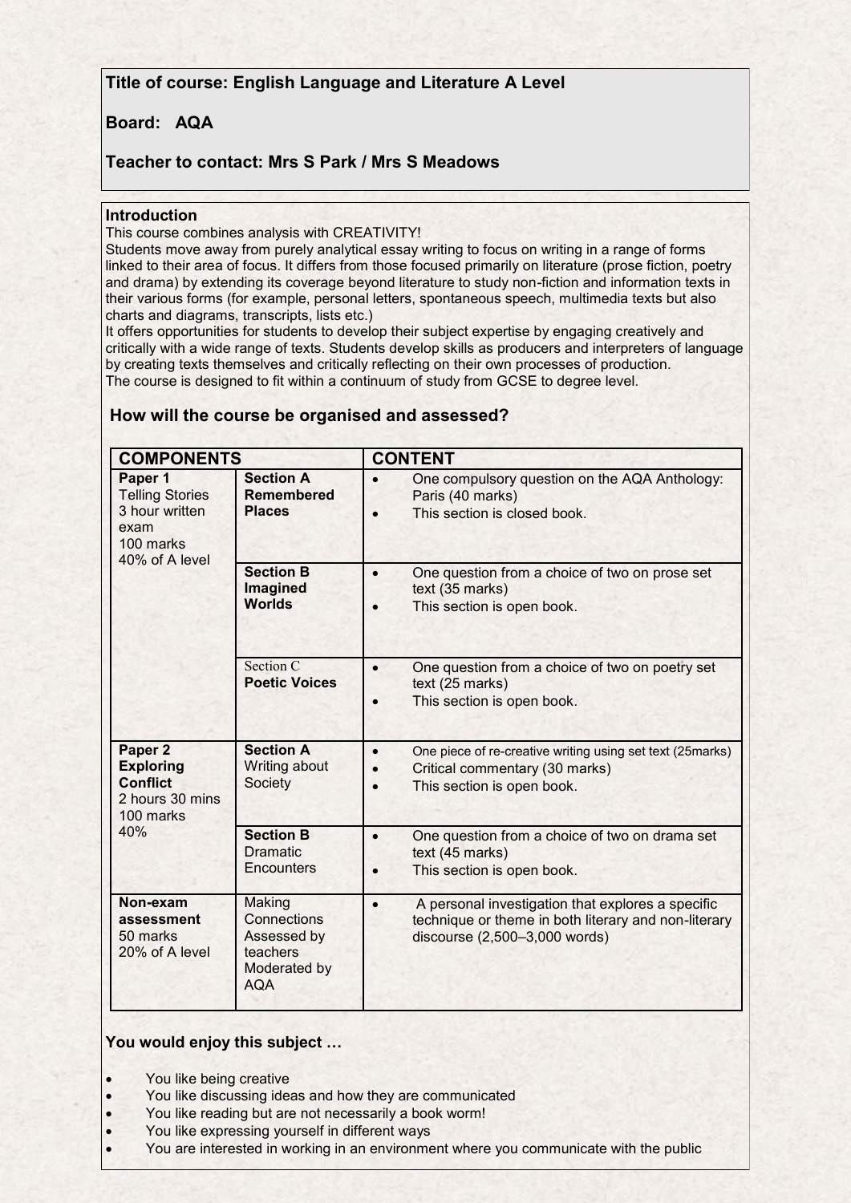**Title of course: English Language and Literature A Level**

**Board: AQA**

**Teacher to contact: Mrs S Park / Mrs S Meadows**

**Introduction**

This course combines analysis with CREATIVITY!

Students move away from purely analytical essay writing to focus on writing in a range of forms linked to their area of focus. It differs from those focused primarily on literature (prose fiction, poetry and drama) by extending its coverage beyond literature to study non-fiction and information texts in their various forms (for example, personal letters, spontaneous speech, multimedia texts but also charts and diagrams, transcripts, lists etc.)

It offers opportunities for students to develop their subject expertise by engaging creatively and critically with a wide range of texts. Students develop skills as producers and interpreters of language by creating texts themselves and critically reflecting on their own processes of production.

The course is designed to fit within a continuum of study from GCSE to degree level.

## How will the course be organised and assessed?

| COMPONENTS | | CONTENT |
|---|---|---|
| **Paper 1** Telling Stories 3 hour written exam 100 marks 40% of A level | **Section A Remembered Places** | • One compulsory question on the AQA Anthology: Paris (40 marks) • This section is closed book. |
| | **Section B Imagined Worlds** | • One question from a choice of two on prose set text (35 marks) • This section is open book. |
| | Section C **Poetic Voices** | • One question from a choice of two on poetry set text (25 marks) • This section is open book. |
| **Paper 2 Exploring Conflict** 2 hours 30 mins 100 marks 40% | **Section A** Writing about Society | • One piece of re-creative writing using set text (25marks) • Critical commentary (30 marks) • This section is open book. |
| | **Section B** Dramatic Encounters | • One question from a choice of two on drama set text (45 marks) • This section is open book. |
| **Non-exam assessment** 50 marks 20% of A level | Making Connections Assessed by teachers Moderated by AQA | • A personal investigation that explores a specific technique or theme in both literary and non-literary discourse (2,500–3,000 words) |

**You would enjoy this subject …**

- You like being creative
- You like discussing ideas and how they are communicated
- You like reading but are not necessarily a book worm!
- You like expressing yourself in different ways
- You are interested in working in an environment where you communicate with the public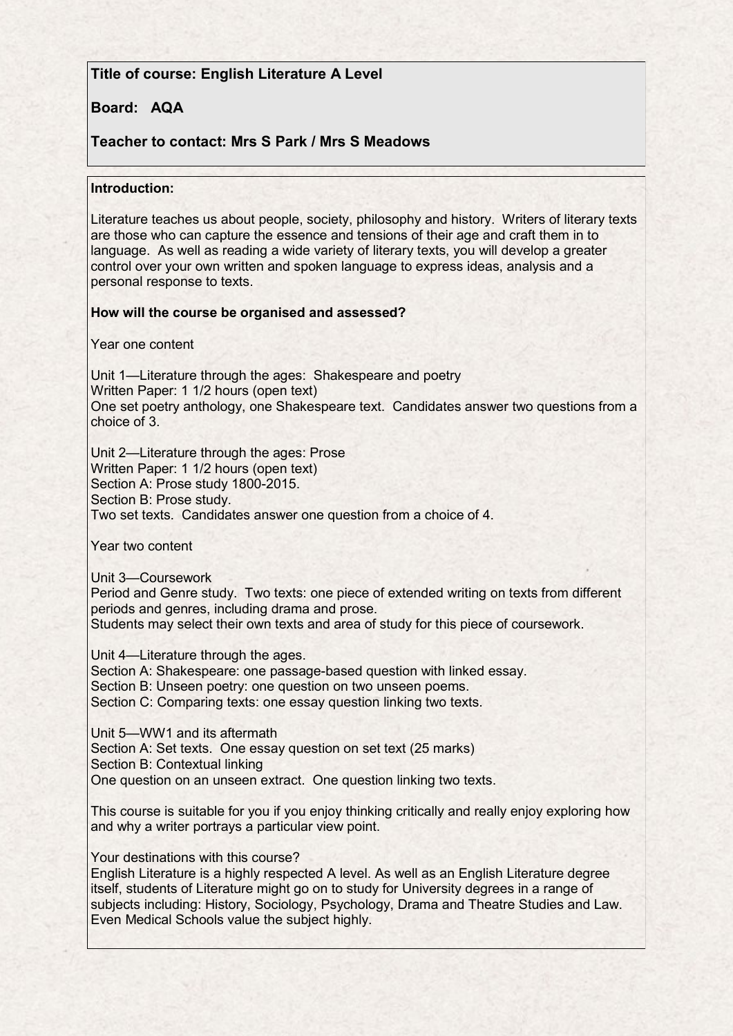**Title of course: English Literature A Level**

**Board: AQA**

**Teacher to contact: Mrs S Park / Mrs S Meadows**

**Introduction:**

Literature teaches us about people, society, philosophy and history. Writers of literary texts are those who can capture the essence and tensions of their age and craft them in to language. As well as reading a wide variety of literary texts, you will develop a greater control over your own written and spoken language to express ideas, analysis and a personal response to texts.

**How will the course be organised and assessed?**

Year one content

Unit 1—Literature through the ages: Shakespeare and poetry
Written Paper: 1 1/2 hours (open text)
One set poetry anthology, one Shakespeare text. Candidates answer two questions from a choice of 3.

Unit 2—Literature through the ages: Prose
Written Paper: 1 1/2 hours (open text)
Section A: Prose study 1800-2015.
Section B: Prose study.
Two set texts. Candidates answer one question from a choice of 4.

Year two content

Unit 3—Coursework
Period and Genre study. Two texts: one piece of extended writing on texts from different periods and genres, including drama and prose.
Students may select their own texts and area of study for this piece of coursework.

Unit 4—Literature through the ages.
Section A: Shakespeare: one passage-based question with linked essay.
Section B: Unseen poetry: one question on two unseen poems.
Section C: Comparing texts: one essay question linking two texts.

Unit 5—WW1 and its aftermath
Section A: Set texts. One essay question on set text (25 marks)
Section B: Contextual linking
One question on an unseen extract. One question linking two texts.

This course is suitable for you if you enjoy thinking critically and really enjoy exploring how and why a writer portrays a particular view point.

Your destinations with this course?
English Literature is a highly respected A level. As well as an English Literature degree itself, students of Literature might go on to study for University degrees in a range of subjects including: History, Sociology, Psychology, Drama and Theatre Studies and Law. Even Medical Schools value the subject highly.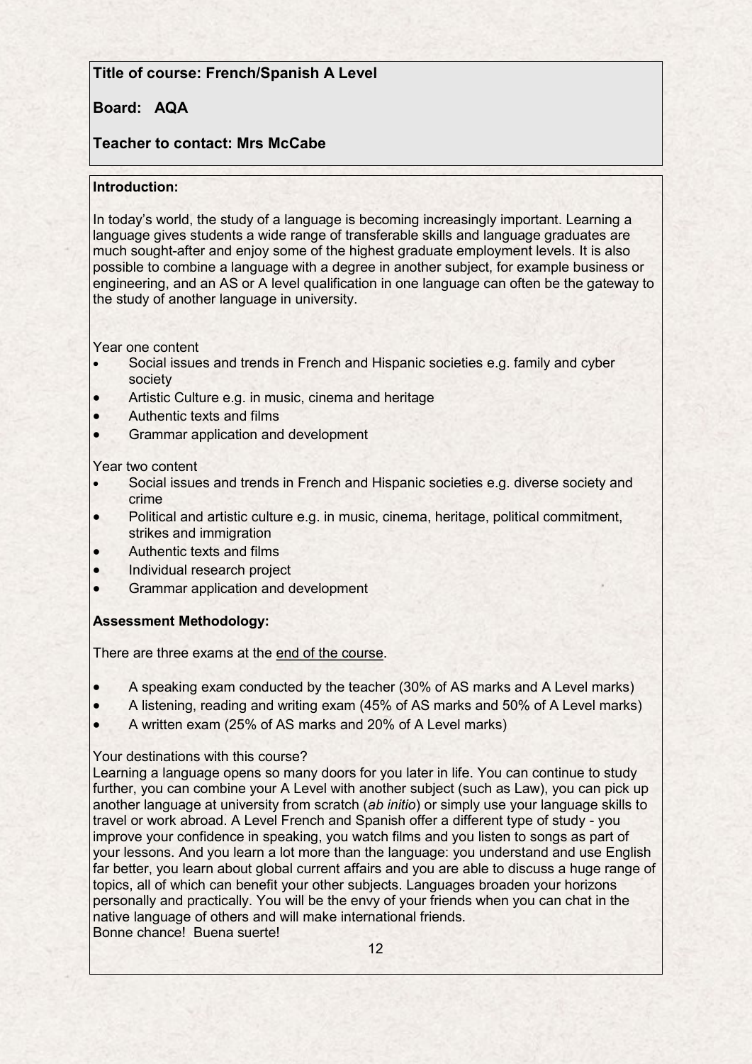**Title of course: French/Spanish A Level**

**Board: AQA**

**Teacher to contact: Mrs McCabe**

**Introduction:**

In today's world, the study of a language is becoming increasingly important. Learning a language gives students a wide range of transferable skills and language graduates are much sought-after and enjoy some of the highest graduate employment levels. It is also possible to combine a language with a degree in another subject, for example business or engineering, and an AS or A level qualification in one language can often be the gateway to the study of another language in university.

Year one content

- Social issues and trends in French and Hispanic societies e.g. family and cyber society
- Artistic Culture e.g. in music, cinema and heritage
- Authentic texts and films
- Grammar application and development

Year two content

- Social issues and trends in French and Hispanic societies e.g. diverse society and crime
- Political and artistic culture e.g. in music, cinema, heritage, political commitment, strikes and immigration
- Authentic texts and films
- Individual research project
- Grammar application and development

**Assessment Methodology:**

There are three exams at the end of the course.

- A speaking exam conducted by the teacher (30% of AS marks and A Level marks)
- A listening, reading and writing exam (45% of AS marks and 50% of A Level marks)
- A written exam (25% of AS marks and 20% of A Level marks)

Your destinations with this course?

Learning a language opens so many doors for you later in life. You can continue to study further, you can combine your A Level with another subject (such as Law), you can pick up another language at university from scratch (*ab initio*) or simply use your language skills to travel or work abroad. A Level French and Spanish offer a different type of study - you improve your confidence in speaking, you watch films and you listen to songs as part of your lessons. And you learn a lot more than the language: you understand and use English far better, you learn about global current affairs and you are able to discuss a huge range of topics, all of which can benefit your other subjects. Languages broaden your horizons personally and practically. You will be the envy of your friends when you can chat in the native language of others and will make international friends.

Bonne chance! Buena suerte!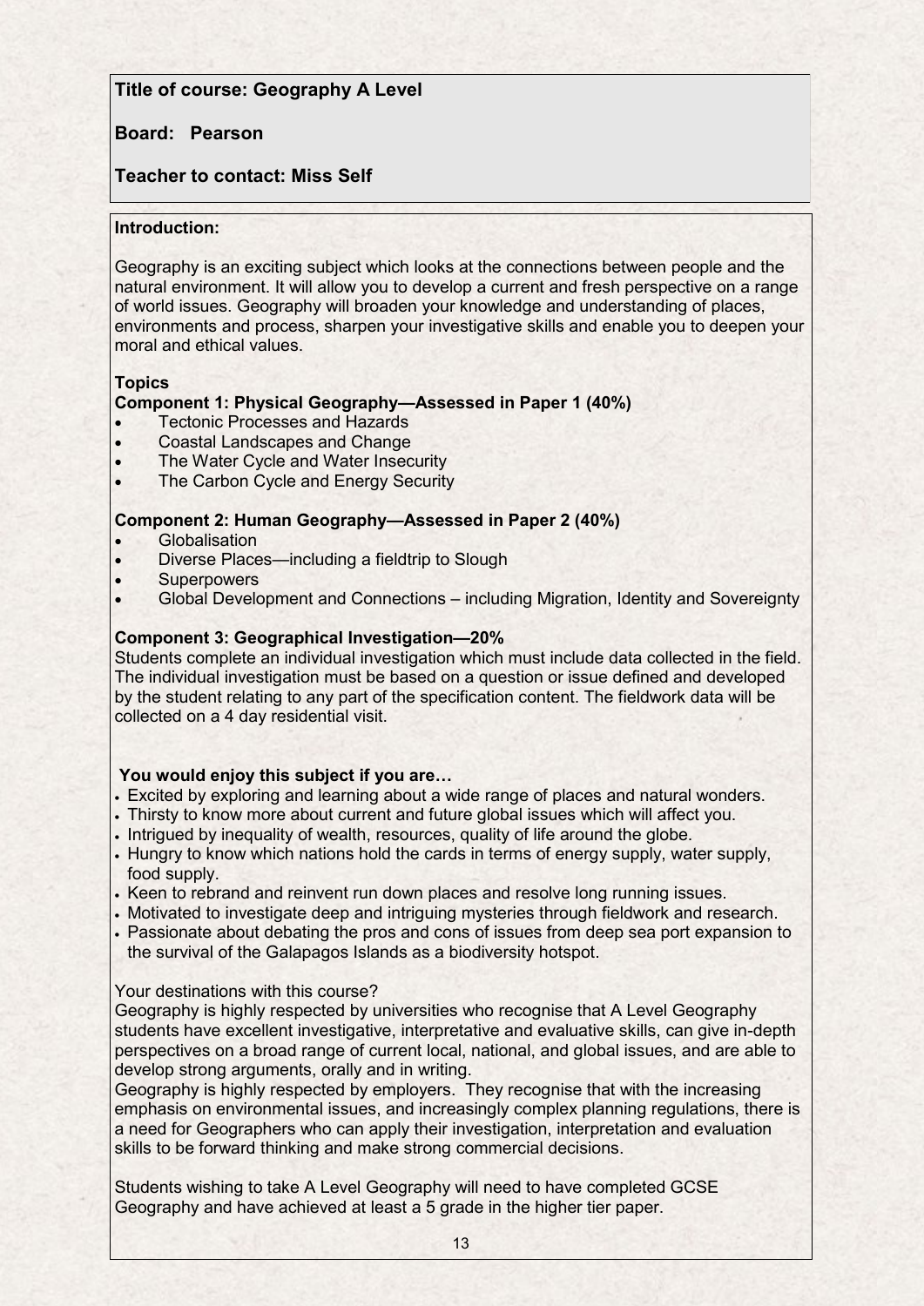**Title of course: Geography A Level**

**Board: Pearson**

**Teacher to contact: Miss Self**

**Introduction:**

Geography is an exciting subject which looks at the connections between people and the natural environment. It will allow you to develop a current and fresh perspective on a range of world issues. Geography will broaden your knowledge and understanding of places, environments and process, sharpen your investigative skills and enable you to deepen your moral and ethical values.

**Topics**

**Component 1: Physical Geography—Assessed in Paper 1 (40%)**

- Tectonic Processes and Hazards
- Coastal Landscapes and Change
- The Water Cycle and Water Insecurity
- The Carbon Cycle and Energy Security

**Component 2: Human Geography—Assessed in Paper 2 (40%)**

- Globalisation
- Diverse Places—including a fieldtrip to Slough
- Superpowers
- Global Development and Connections – including Migration, Identity and Sovereignty

**Component 3: Geographical Investigation—20%**

Students complete an individual investigation which must include data collected in the field. The individual investigation must be based on a question or issue defined and developed by the student relating to any part of the specification content. The fieldwork data will be collected on a 4 day residential visit.

**You would enjoy this subject if you are…**

- Excited by exploring and learning about a wide range of places and natural wonders.
- Thirsty to know more about current and future global issues which will affect you.
- Intrigued by inequality of wealth, resources, quality of life around the globe.
- Hungry to know which nations hold the cards in terms of energy supply, water supply, food supply.
- Keen to rebrand and reinvent run down places and resolve long running issues.
- Motivated to investigate deep and intriguing mysteries through fieldwork and research.
- Passionate about debating the pros and cons of issues from deep sea port expansion to the survival of the Galapagos Islands as a biodiversity hotspot.

Your destinations with this course?

Geography is highly respected by universities who recognise that A Level Geography students have excellent investigative, interpretative and evaluative skills, can give in-depth perspectives on a broad range of current local, national, and global issues, and are able to develop strong arguments, orally and in writing.

Geography is highly respected by employers. They recognise that with the increasing emphasis on environmental issues, and increasingly complex planning regulations, there is a need for Geographers who can apply their investigation, interpretation and evaluation skills to be forward thinking and make strong commercial decisions.

Students wishing to take A Level Geography will need to have completed GCSE Geography and have achieved at least a 5 grade in the higher tier paper.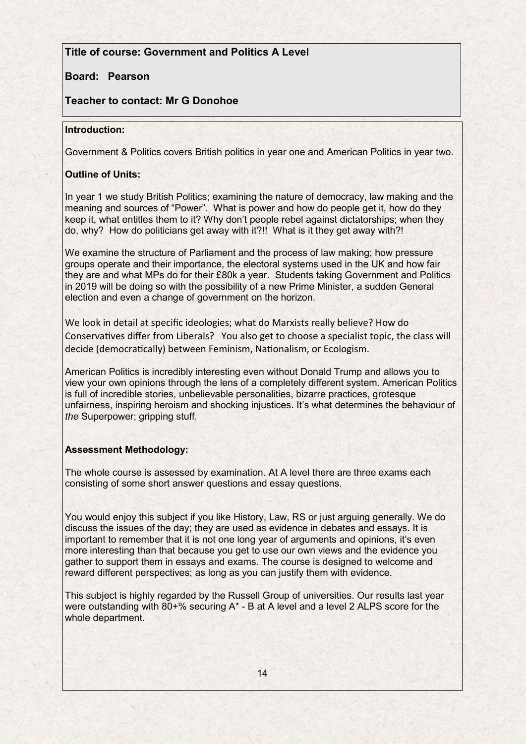**Title of course: Government and Politics A Level**

**Board: Pearson**

**Teacher to contact: Mr G Donohoe**

**Introduction:**

Government & Politics covers British politics in year one and American Politics in year two.

**Outline of Units:**

In year 1 we study British Politics; examining the nature of democracy, law making and the meaning and sources of "Power". What is power and how do people get it, how do they keep it, what entitles them to it? Why don't people rebel against dictatorships; when they do, why? How do politicians get away with it?!! What is it they get away with?!

We examine the structure of Parliament and the process of law making; how pressure groups operate and their importance, the electoral systems used in the UK and how fair they are and what MPs do for their £80k a year. Students taking Government and Politics in 2019 will be doing so with the possibility of a new Prime Minister, a sudden General election and even a change of government on the horizon.

We look in detail at specific ideologies; what do Marxists really believe? How do Conservatives differ from Liberals? You also get to choose a specialist topic, the class will decide (democratically) between Feminism, Nationalism, or Ecologism.

American Politics is incredibly interesting even without Donald Trump and allows you to view your own opinions through the lens of a completely different system. American Politics is full of incredible stories, unbelievable personalities, bizarre practices, grotesque unfairness, inspiring heroism and shocking injustices. It's what determines the behaviour of *the* Superpower; gripping stuff.

**Assessment Methodology:**

The whole course is assessed by examination. At A level there are three exams each consisting of some short answer questions and essay questions.

You would enjoy this subject if you like History, Law, RS or just arguing generally. We do discuss the issues of the day; they are used as evidence in debates and essays. It is important to remember that it is not one long year of arguments and opinions, it's even more interesting than that because you get to use our own views and the evidence you gather to support them in essays and exams. The course is designed to welcome and reward different perspectives; as long as you can justify them with evidence.

This subject is highly regarded by the Russell Group of universities. Our results last year were outstanding with 80+% securing A* - B at A level and a level 2 ALPS score for the whole department.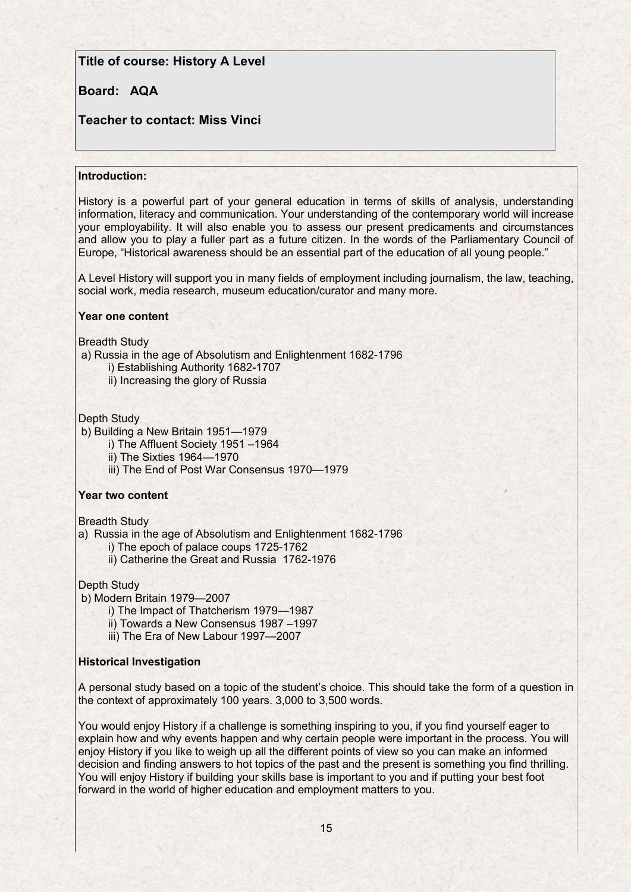**Title of course: History A Level**

**Board: AQA**

**Teacher to contact: Miss Vinci**

**Introduction:**

History is a powerful part of your general education in terms of skills of analysis, understanding information, literacy and communication. Your understanding of the contemporary world will increase your employability. It will also enable you to assess our present predicaments and circumstances and allow you to play a fuller part as a future citizen. In the words of the Parliamentary Council of Europe, "Historical awareness should be an essential part of the education of all young people."

A Level History will support you in many fields of employment including journalism, the law, teaching, social work, media research, museum education/curator and many more.

**Year one content**

Breadth Study

a) Russia in the age of Absolutism and Enlightenment 1682-1796
   - i) Establishing Authority 1682-1707
   - ii) Increasing the glory of Russia

Depth Study

b) Building a New Britain 1951—1979
   - i) The Affluent Society 1951 –1964
   - ii) The Sixties 1964—1970
   - iii) The End of Post War Consensus 1970—1979

**Year two content**

Breadth Study

a) Russia in the age of Absolutism and Enlightenment 1682-1796
   - i) The epoch of palace coups 1725-1762
   - ii) Catherine the Great and Russia 1762-1976

Depth Study

b) Modern Britain 1979—2007
   - i) The Impact of Thatcherism 1979—1987
   - ii) Towards a New Consensus 1987 –1997
   - iii) The Era of New Labour 1997—2007

**Historical Investigation**

A personal study based on a topic of the student's choice. This should take the form of a question in the context of approximately 100 years. 3,000 to 3,500 words.

You would enjoy History if a challenge is something inspiring to you, if you find yourself eager to explain how and why events happen and why certain people were important in the process. You will enjoy History if you like to weigh up all the different points of view so you can make an informed decision and finding answers to hot topics of the past and the present is something you find thrilling. You will enjoy History if building your skills base is important to you and if putting your best foot forward in the world of higher education and employment matters to you.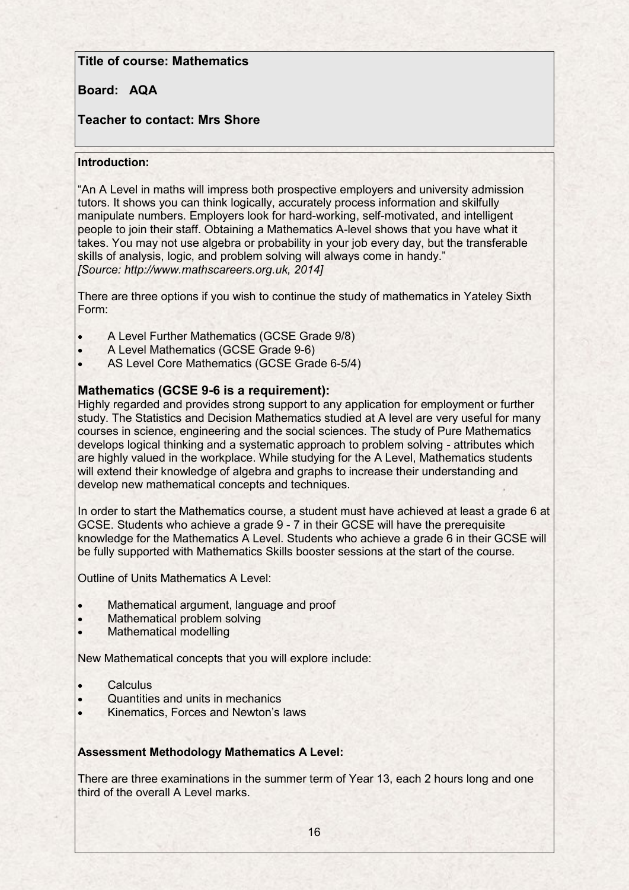**Title of course: Mathematics**

**Board: AQA**

**Teacher to contact: Mrs Shore**

**Introduction:**

"An A Level in maths will impress both prospective employers and university admission tutors. It shows you can think logically, accurately process information and skilfully manipulate numbers. Employers look for hard-working, self-motivated, and intelligent people to join their staff. Obtaining a Mathematics A-level shows that you have what it takes. You may not use algebra or probability in your job every day, but the transferable skills of analysis, logic, and problem solving will always come in handy."
*[Source: http://www.mathscareers.org.uk, 2014]*

There are three options if you wish to continue the study of mathematics in Yateley Sixth Form:

- A Level Further Mathematics (GCSE Grade 9/8)
- A Level Mathematics (GCSE Grade 9-6)
- AS Level Core Mathematics (GCSE Grade 6-5/4)

## Mathematics (GCSE 9-6 is a requirement):

Highly regarded and provides strong support to any application for employment or further study. The Statistics and Decision Mathematics studied at A level are very useful for many courses in science, engineering and the social sciences. The study of Pure Mathematics develops logical thinking and a systematic approach to problem solving - attributes which are highly valued in the workplace. While studying for the A Level, Mathematics students will extend their knowledge of algebra and graphs to increase their understanding and develop new mathematical concepts and techniques.

In order to start the Mathematics course, a student must have achieved at least a grade 6 at GCSE. Students who achieve a grade 9 - 7 in their GCSE will have the prerequisite knowledge for the Mathematics A Level. Students who achieve a grade 6 in their GCSE will be fully supported with Mathematics Skills booster sessions at the start of the course.

Outline of Units Mathematics A Level:

- Mathematical argument, language and proof
- Mathematical problem solving
- Mathematical modelling

New Mathematical concepts that you will explore include:

- Calculus
- Quantities and units in mechanics
- Kinematics, Forces and Newton's laws

**Assessment Methodology Mathematics A Level:**

There are three examinations in the summer term of Year 13, each 2 hours long and one third of the overall A Level marks.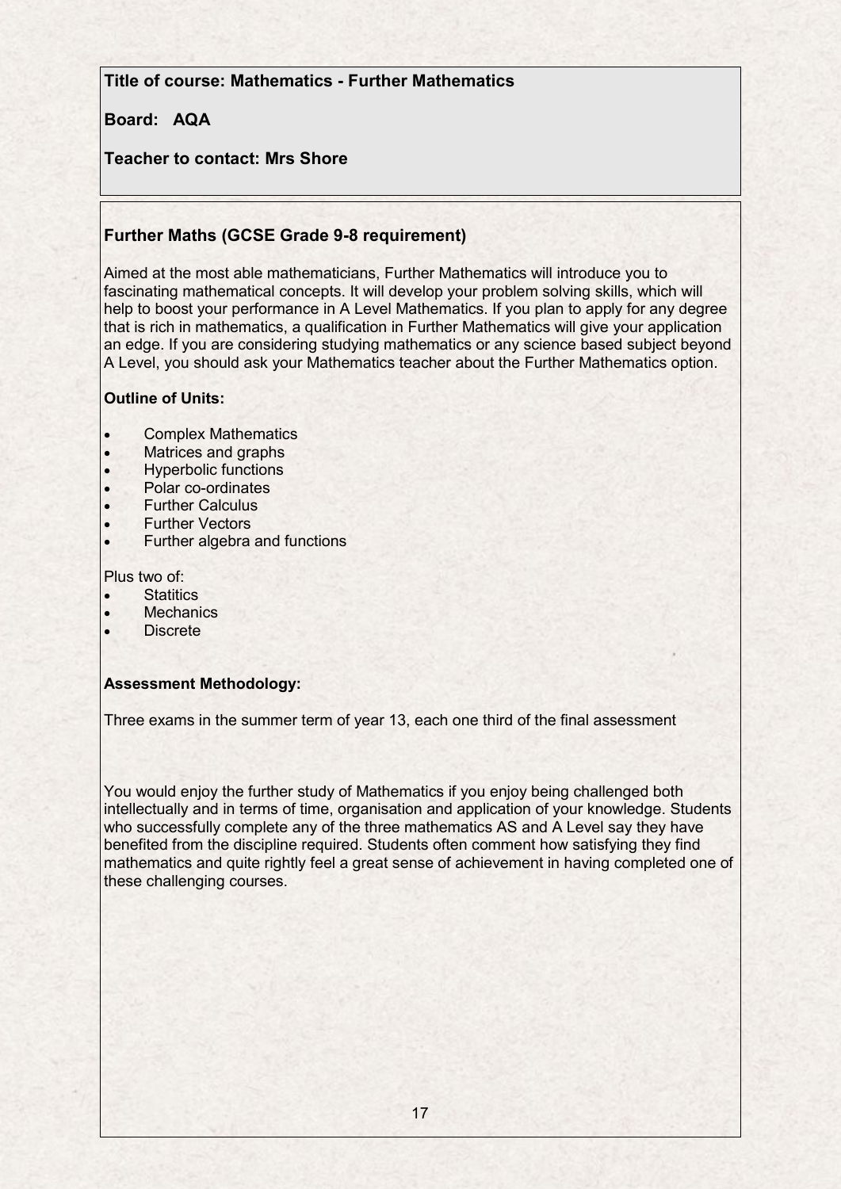**Title of course: Mathematics - Further Mathematics**

**Board: AQA**

**Teacher to contact: Mrs Shore**

### Further Maths (GCSE Grade 9-8 requirement)

Aimed at the most able mathematicians, Further Mathematics will introduce you to fascinating mathematical concepts. It will develop your problem solving skills, which will help to boost your performance in A Level Mathematics. If you plan to apply for any degree that is rich in mathematics, a qualification in Further Mathematics will give your application an edge. If you are considering studying mathematics or any science based subject beyond A Level, you should ask your Mathematics teacher about the Further Mathematics option.

**Outline of Units:**

- Complex Mathematics
- Matrices and graphs
- Hyperbolic functions
- Polar co-ordinates
- Further Calculus
- Further Vectors
- Further algebra and functions

Plus two of:

- Statitics
- Mechanics
- Discrete

**Assessment Methodology:**

Three exams in the summer term of year 13, each one third of the final assessment

You would enjoy the further study of Mathematics if you enjoy being challenged both intellectually and in terms of time, organisation and application of your knowledge. Students who successfully complete any of the three mathematics AS and A Level say they have benefited from the discipline required. Students often comment how satisfying they find mathematics and quite rightly feel a great sense of achievement in having completed one of these challenging courses.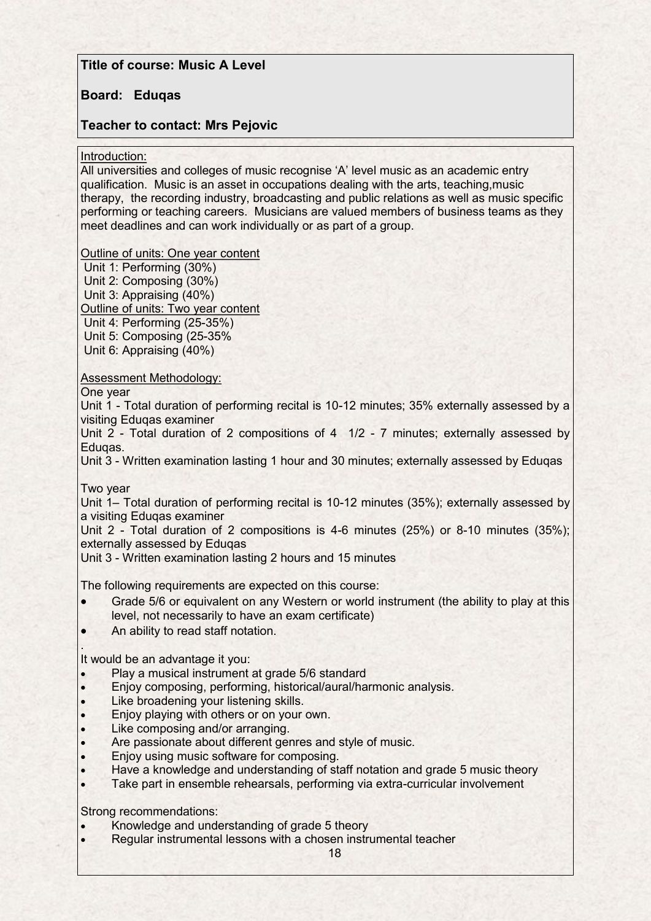**Title of course: Music A Level**

**Board: Eduqas**

**Teacher to contact: Mrs Pejovic**

Introduction:

All universities and colleges of music recognise 'A' level music as an academic entry qualification. Music is an asset in occupations dealing with the arts, teaching,music therapy, the recording industry, broadcasting and public relations as well as music specific performing or teaching careers. Musicians are valued members of business teams as they meet deadlines and can work individually or as part of a group.

Outline of units: One year content

Unit 1: Performing (30%)
Unit 2: Composing (30%)
Unit 3: Appraising (40%)

Outline of units: Two year content

Unit 4: Performing (25-35%)
Unit 5: Composing (25-35%
Unit 6: Appraising (40%)

Assessment Methodology:

One year

Unit 1 - Total duration of performing recital is 10-12 minutes; 35% externally assessed by a visiting Eduqas examiner
Unit 2 - Total duration of 2 compositions of 4 1/2 - 7 minutes; externally assessed by Eduqas.
Unit 3 - Written examination lasting 1 hour and 30 minutes; externally assessed by Eduqas

Two year

Unit 1– Total duration of performing recital is 10-12 minutes (35%); externally assessed by a visiting Eduqas examiner
Unit 2 - Total duration of 2 compositions is 4-6 minutes (25%) or 8-10 minutes (35%); externally assessed by Eduqas
Unit 3 - Written examination lasting 2 hours and 15 minutes

The following requirements are expected on this course:

- Grade 5/6 or equivalent on any Western or world instrument (the ability to play at this level, not necessarily to have an exam certificate)
- An ability to read staff notation.

.

It would be an advantage it you:

- Play a musical instrument at grade 5/6 standard
- Enjoy composing, performing, historical/aural/harmonic analysis.
- Like broadening your listening skills.
- Enjoy playing with others or on your own.
- Like composing and/or arranging.
- Are passionate about different genres and style of music.
- Enjoy using music software for composing.
- Have a knowledge and understanding of staff notation and grade 5 music theory
- Take part in ensemble rehearsals, performing via extra-curricular involvement

Strong recommendations:

- Knowledge and understanding of grade 5 theory
- Regular instrumental lessons with a chosen instrumental teacher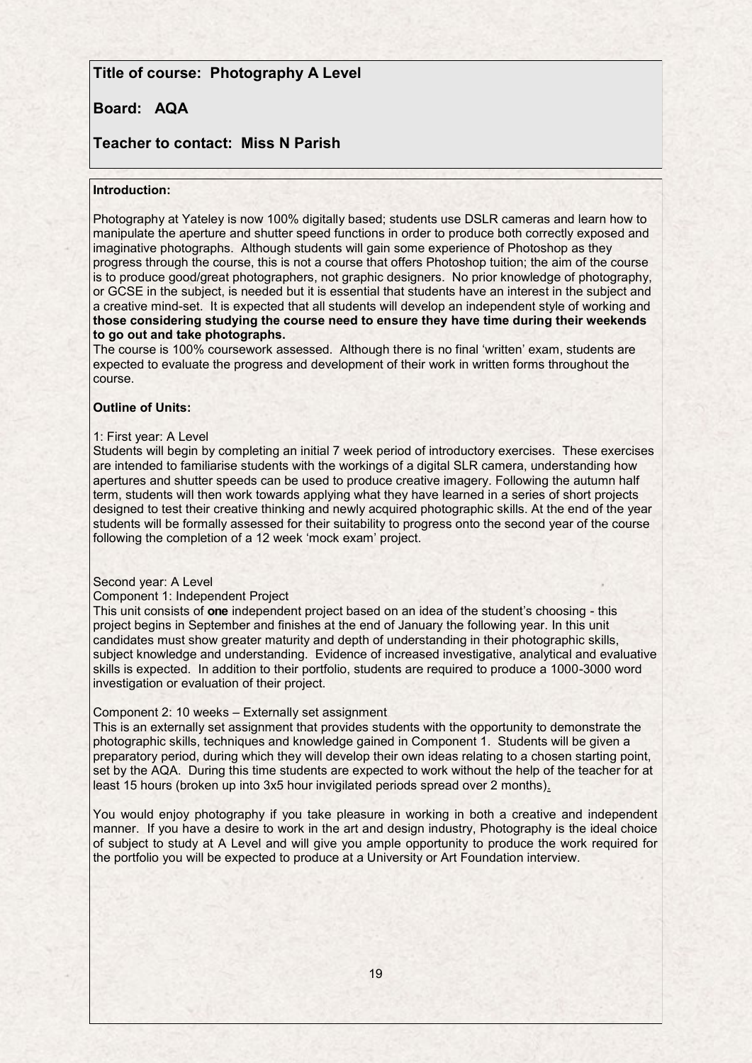**Title of course: Photography A Level**

**Board: AQA**

**Teacher to contact: Miss N Parish**

**Introduction:**

Photography at Yateley is now 100% digitally based; students use DSLR cameras and learn how to manipulate the aperture and shutter speed functions in order to produce both correctly exposed and imaginative photographs. Although students will gain some experience of Photoshop as they progress through the course, this is not a course that offers Photoshop tuition; the aim of the course is to produce good/great photographers, not graphic designers. No prior knowledge of photography, or GCSE in the subject, is needed but it is essential that students have an interest in the subject and a creative mind-set. It is expected that all students will develop an independent style of working and **those considering studying the course need to ensure they have time during their weekends to go out and take photographs.**

The course is 100% coursework assessed. Although there is no final 'written' exam, students are expected to evaluate the progress and development of their work in written forms throughout the course.

**Outline of Units:**

1: First year: A Level

Students will begin by completing an initial 7 week period of introductory exercises. These exercises are intended to familiarise students with the workings of a digital SLR camera, understanding how apertures and shutter speeds can be used to produce creative imagery. Following the autumn half term, students will then work towards applying what they have learned in a series of short projects designed to test their creative thinking and newly acquired photographic skills. At the end of the year students will be formally assessed for their suitability to progress onto the second year of the course following the completion of a 12 week 'mock exam' project.

Second year: A Level

Component 1: Independent Project

This unit consists of **one** independent project based on an idea of the student's choosing - this project begins in September and finishes at the end of January the following year. In this unit candidates must show greater maturity and depth of understanding in their photographic skills, subject knowledge and understanding. Evidence of increased investigative, analytical and evaluative skills is expected. In addition to their portfolio, students are required to produce a 1000-3000 word investigation or evaluation of their project.

Component 2: 10 weeks – Externally set assignment

This is an externally set assignment that provides students with the opportunity to demonstrate the photographic skills, techniques and knowledge gained in Component 1. Students will be given a preparatory period, during which they will develop their own ideas relating to a chosen starting point, set by the AQA. During this time students are expected to work without the help of the teacher for at least 15 hours (broken up into 3x5 hour invigilated periods spread over 2 months).

You would enjoy photography if you take pleasure in working in both a creative and independent manner. If you have a desire to work in the art and design industry, Photography is the ideal choice of subject to study at A Level and will give you ample opportunity to produce the work required for the portfolio you will be expected to produce at a University or Art Foundation interview.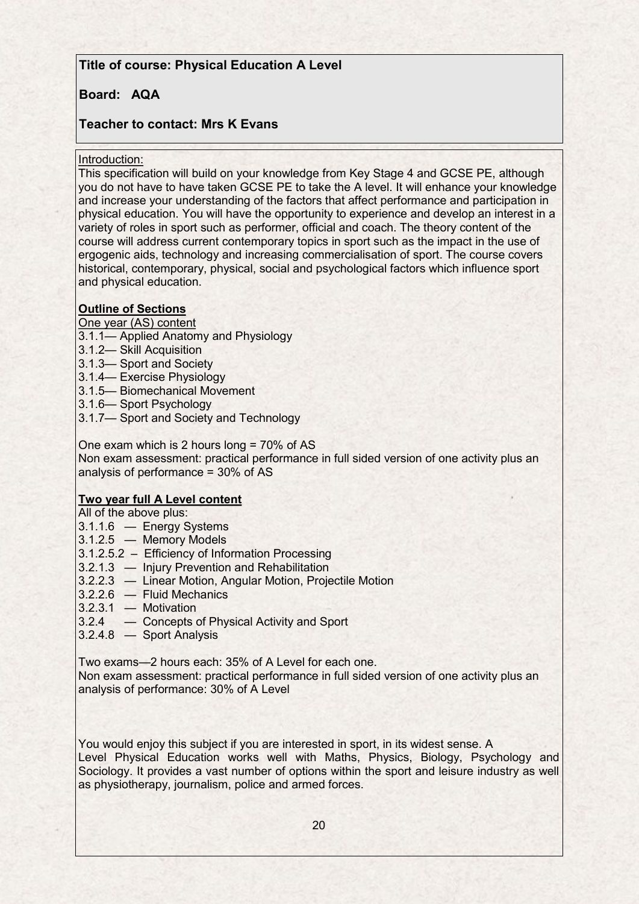**Title of course: Physical Education A Level**

**Board: AQA**

**Teacher to contact: Mrs K Evans**

Introduction:

This specification will build on your knowledge from Key Stage 4 and GCSE PE, although you do not have to have taken GCSE PE to take the A level. It will enhance your knowledge and increase your understanding of the factors that affect performance and participation in physical education. You will have the opportunity to experience and develop an interest in a variety of roles in sport such as performer, official and coach. The theory content of the course will address current contemporary topics in sport such as the impact in the use of ergogenic aids, technology and increasing commercialisation of sport. The course covers historical, contemporary, physical, social and psychological factors which influence sport and physical education.

**Outline of Sections**

One year (AS) content

3.1.1— Applied Anatomy and Physiology
3.1.2— Skill Acquisition
3.1.3— Sport and Society
3.1.4— Exercise Physiology
3.1.5— Biomechanical Movement
3.1.6— Sport Psychology
3.1.7— Sport and Society and Technology

One exam which is 2 hours long = 70% of AS
Non exam assessment: practical performance in full sided version of one activity plus an analysis of performance = 30% of AS

**Two year full A Level content**

All of the above plus:

3.1.1.6 — Energy Systems
3.1.2.5 — Memory Models
3.1.2.5.2 – Efficiency of Information Processing
3.2.1.3 — Injury Prevention and Rehabilitation
3.2.2.3 — Linear Motion, Angular Motion, Projectile Motion
3.2.2.6 — Fluid Mechanics
3.2.3.1 — Motivation
3.2.4 — Concepts of Physical Activity and Sport
3.2.4.8 — Sport Analysis

Two exams—2 hours each: 35% of A Level for each one.
Non exam assessment: practical performance in full sided version of one activity plus an analysis of performance: 30% of A Level

You would enjoy this subject if you are interested in sport, in its widest sense. A Level Physical Education works well with Maths, Physics, Biology, Psychology and Sociology. It provides a vast number of options within the sport and leisure industry as well as physiotherapy, journalism, police and armed forces.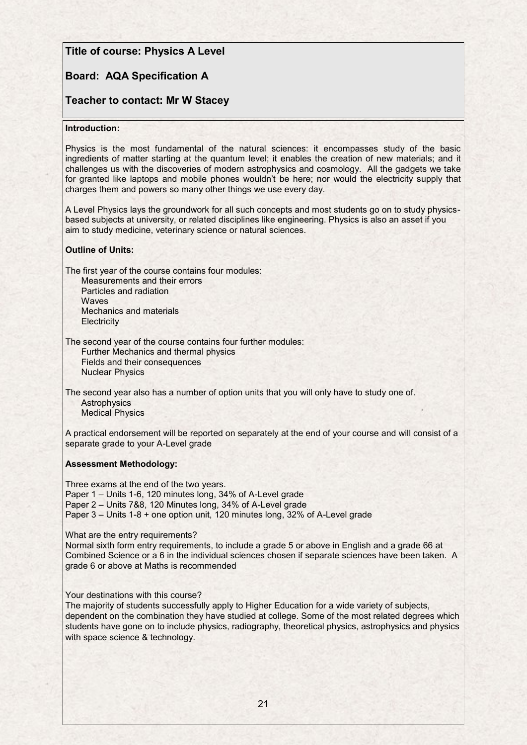**Title of course: Physics A Level**

**Board: AQA Specification A**

**Teacher to contact: Mr W Stacey**

**Introduction:**

Physics is the most fundamental of the natural sciences: it encompasses study of the basic ingredients of matter starting at the quantum level; it enables the creation of new materials; and it challenges us with the discoveries of modern astrophysics and cosmology. All the gadgets we take for granted like laptops and mobile phones wouldn't be here; nor would the electricity supply that charges them and powers so many other things we use every day.

A Level Physics lays the groundwork for all such concepts and most students go on to study physics-based subjects at university, or related disciplines like engineering. Physics is also an asset if you aim to study medicine, veterinary science or natural sciences.

**Outline of Units:**

The first year of the course contains four modules:

- Measurements and their errors
- Particles and radiation
- Waves
- Mechanics and materials
- Electricity

The second year of the course contains four further modules:

- Further Mechanics and thermal physics
- Fields and their consequences
- Nuclear Physics

The second year also has a number of option units that you will only have to study one of.

- Astrophysics
- Medical Physics

A practical endorsement will be reported on separately at the end of your course and will consist of a separate grade to your A-Level grade

**Assessment Methodology:**

Three exams at the end of the two years.
Paper 1 – Units 1-6, 120 minutes long, 34% of A-Level grade
Paper 2 – Units 7&8, 120 Minutes long, 34% of A-Level grade
Paper 3 – Units 1-8 + one option unit, 120 minutes long, 32% of A-Level grade

What are the entry requirements?
Normal sixth form entry requirements, to include a grade 5 or above in English and a grade 66 at Combined Science or a 6 in the individual sciences chosen if separate sciences have been taken. A grade 6 or above at Maths is recommended

Your destinations with this course?
The majority of students successfully apply to Higher Education for a wide variety of subjects, dependent on the combination they have studied at college. Some of the most related degrees which students have gone on to include physics, radiography, theoretical physics, astrophysics and physics with space science & technology.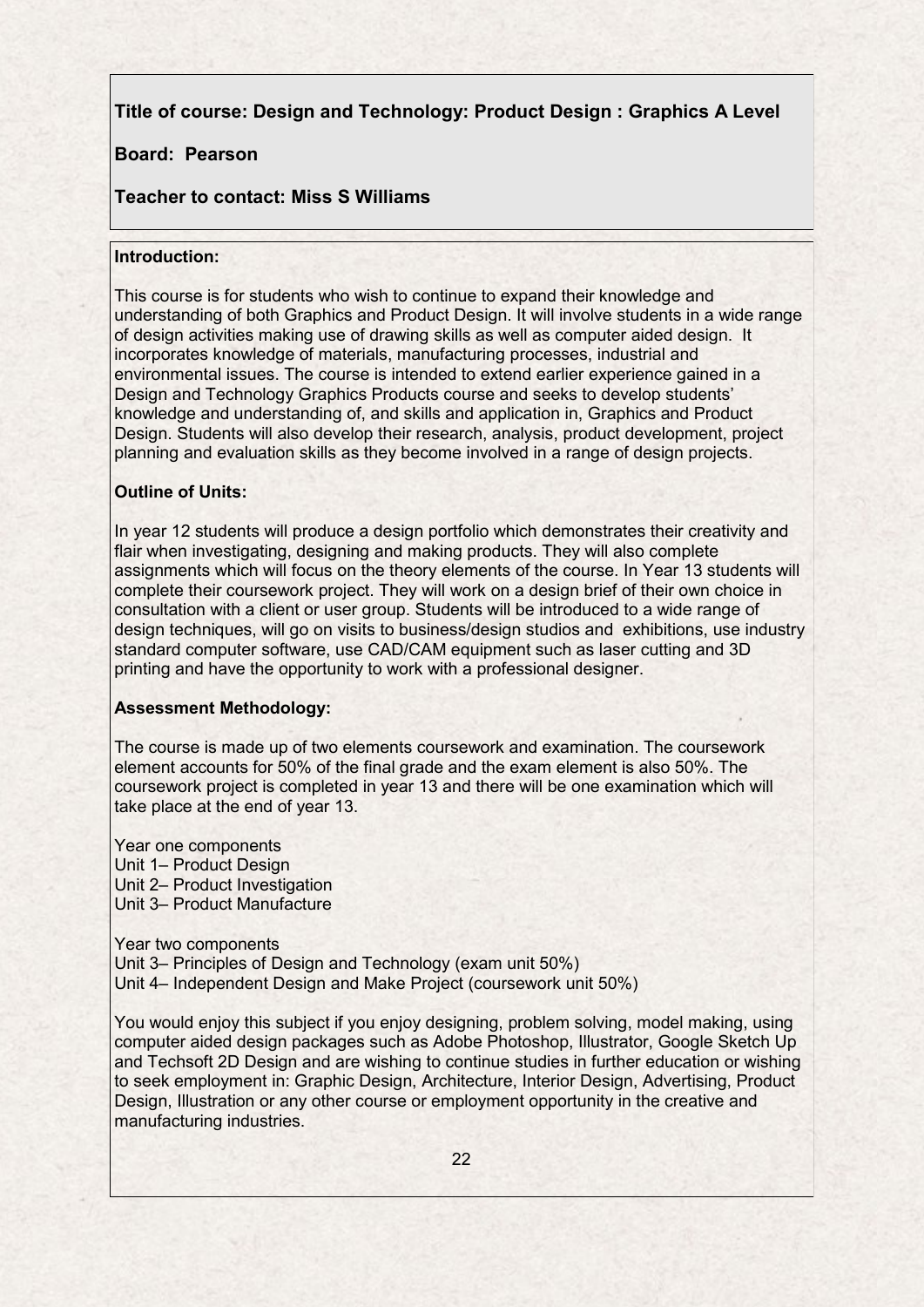**Title of course: Design and Technology: Product Design : Graphics A Level**

**Board: Pearson**

**Teacher to contact: Miss S Williams**

**Introduction:**

This course is for students who wish to continue to expand their knowledge and understanding of both Graphics and Product Design. It will involve students in a wide range of design activities making use of drawing skills as well as computer aided design. It incorporates knowledge of materials, manufacturing processes, industrial and environmental issues. The course is intended to extend earlier experience gained in a Design and Technology Graphics Products course and seeks to develop students' knowledge and understanding of, and skills and application in, Graphics and Product Design. Students will also develop their research, analysis, product development, project planning and evaluation skills as they become involved in a range of design projects.

**Outline of Units:**

In year 12 students will produce a design portfolio which demonstrates their creativity and flair when investigating, designing and making products. They will also complete assignments which will focus on the theory elements of the course. In Year 13 students will complete their coursework project. They will work on a design brief of their own choice in consultation with a client or user group. Students will be introduced to a wide range of design techniques, will go on visits to business/design studios and exhibitions, use industry standard computer software, use CAD/CAM equipment such as laser cutting and 3D printing and have the opportunity to work with a professional designer.

**Assessment Methodology:**

The course is made up of two elements coursework and examination. The coursework element accounts for 50% of the final grade and the exam element is also 50%. The coursework project is completed in year 13 and there will be one examination which will take place at the end of year 13.

Year one components
Unit 1– Product Design
Unit 2– Product Investigation
Unit 3– Product Manufacture

Year two components
Unit 3– Principles of Design and Technology (exam unit 50%)
Unit 4– Independent Design and Make Project (coursework unit 50%)

You would enjoy this subject if you enjoy designing, problem solving, model making, using computer aided design packages such as Adobe Photoshop, Illustrator, Google Sketch Up and Techsoft 2D Design and are wishing to continue studies in further education or wishing to seek employment in: Graphic Design, Architecture, Interior Design, Advertising, Product Design, Illustration or any other course or employment opportunity in the creative and manufacturing industries.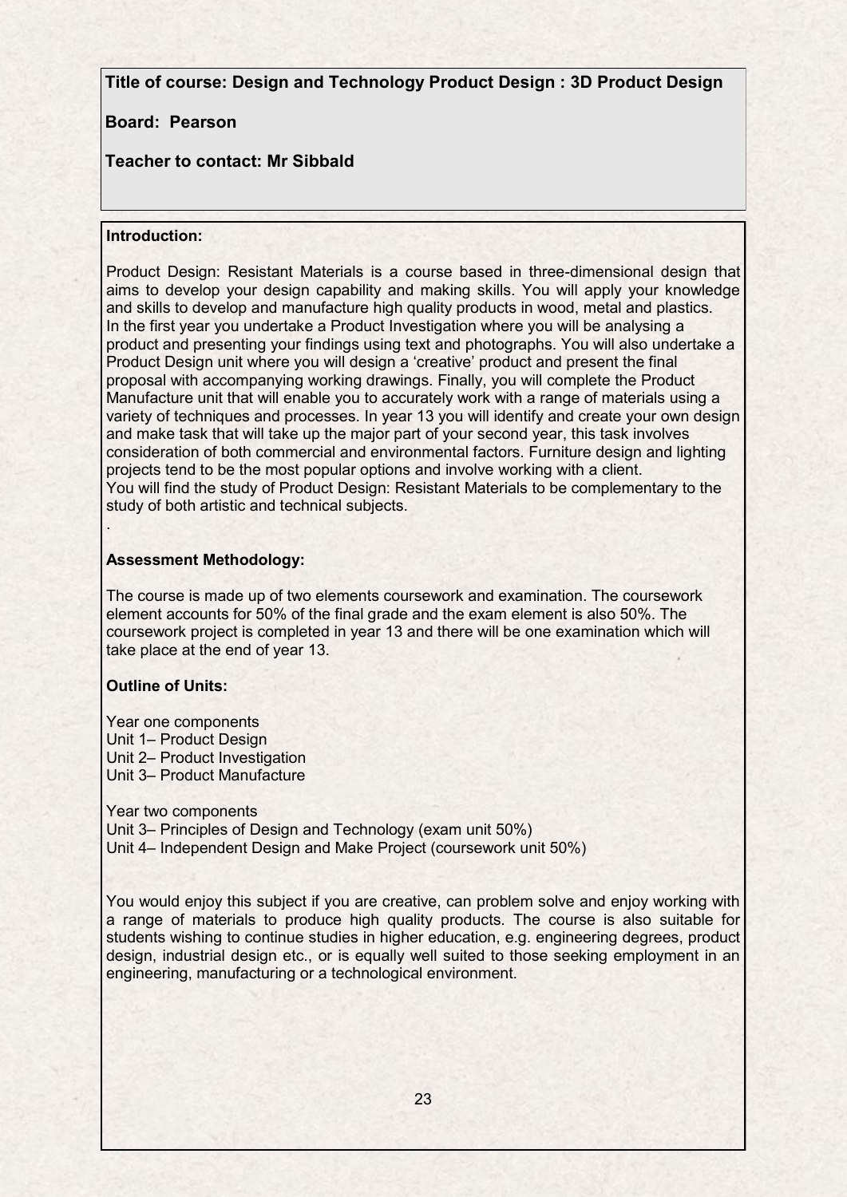**Title of course: Design and Technology Product Design : 3D Product Design**

**Board: Pearson**

**Teacher to contact: Mr Sibbald**

**Introduction:**

Product Design: Resistant Materials is a course based in three-dimensional design that aims to develop your design capability and making skills. You will apply your knowledge and skills to develop and manufacture high quality products in wood, metal and plastics. In the first year you undertake a Product Investigation where you will be analysing a product and presenting your findings using text and photographs. You will also undertake a Product Design unit where you will design a 'creative' product and present the final proposal with accompanying working drawings. Finally, you will complete the Product Manufacture unit that will enable you to accurately work with a range of materials using a variety of techniques and processes. In year 13 you will identify and create your own design and make task that will take up the major part of your second year, this task involves consideration of both commercial and environmental factors. Furniture design and lighting projects tend to be the most popular options and involve working with a client.
You will find the study of Product Design: Resistant Materials to be complementary to the study of both artistic and technical subjects.

.

**Assessment Methodology:**

The course is made up of two elements coursework and examination. The coursework element accounts for 50% of the final grade and the exam element is also 50%. The coursework project is completed in year 13 and there will be one examination which will take place at the end of year 13.

**Outline of Units:**

Year one components
Unit 1– Product Design
Unit 2– Product Investigation
Unit 3– Product Manufacture

Year two components
Unit 3– Principles of Design and Technology (exam unit 50%)
Unit 4– Independent Design and Make Project (coursework unit 50%)

You would enjoy this subject if you are creative, can problem solve and enjoy working with a range of materials to produce high quality products. The course is also suitable for students wishing to continue studies in higher education, e.g. engineering degrees, product design, industrial design etc., or is equally well suited to those seeking employment in an engineering, manufacturing or a technological environment.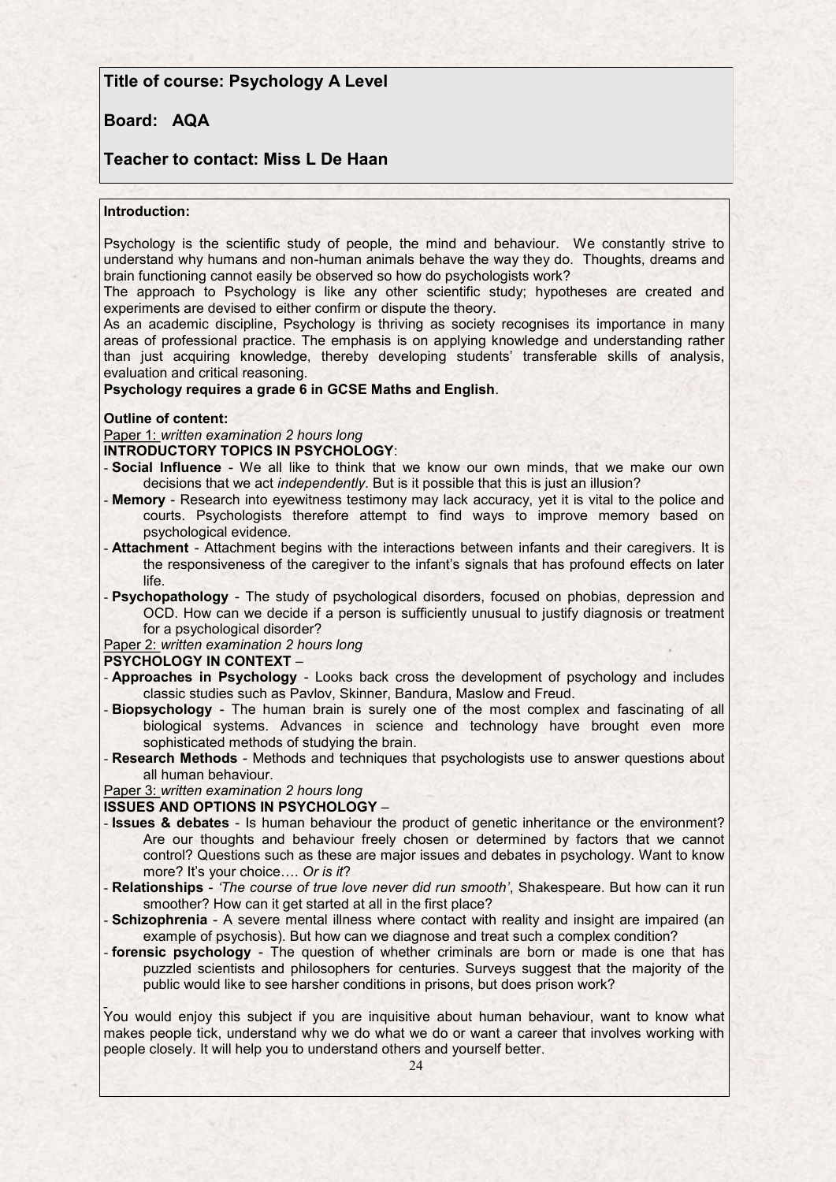**Title of course: Psychology A Level**

**Board: AQA**

**Teacher to contact: Miss L De Haan**

**Introduction:**

Psychology is the scientific study of people, the mind and behaviour. We constantly strive to understand why humans and non-human animals behave the way they do. Thoughts, dreams and brain functioning cannot easily be observed so how do psychologists work?

The approach to Psychology is like any other scientific study; hypotheses are created and experiments are devised to either confirm or dispute the theory.

As an academic discipline, Psychology is thriving as society recognises its importance in many areas of professional practice. The emphasis is on applying knowledge and understanding rather than just acquiring knowledge, thereby developing students' transferable skills of analysis, evaluation and critical reasoning.

**Psychology requires a grade 6 in GCSE Maths and English**.

**Outline of content:**

Paper 1: *written examination 2 hours long*

**INTRODUCTORY TOPICS IN PSYCHOLOGY**:

- **Social Influence** - We all like to think that we know our own minds, that we make our own decisions that we act *independently*. But is it possible that this is just an illusion?
- **Memory** - Research into eyewitness testimony may lack accuracy, yet it is vital to the police and courts. Psychologists therefore attempt to find ways to improve memory based on psychological evidence.
- **Attachment** - Attachment begins with the interactions between infants and their caregivers. It is the responsiveness of the caregiver to the infant's signals that has profound effects on later life.
- **Psychopathology** - The study of psychological disorders, focused on phobias, depression and OCD. How can we decide if a person is sufficiently unusual to justify diagnosis or treatment for a psychological disorder?

Paper 2: *written examination 2 hours long*

**PSYCHOLOGY IN CONTEXT** –

- **Approaches in Psychology** - Looks back cross the development of psychology and includes classic studies such as Pavlov, Skinner, Bandura, Maslow and Freud.
- **Biopsychology** - The human brain is surely one of the most complex and fascinating of all biological systems. Advances in science and technology have brought even more sophisticated methods of studying the brain.
- **Research Methods** - Methods and techniques that psychologists use to answer questions about all human behaviour.

Paper 3: *written examination 2 hours long*

**ISSUES AND OPTIONS IN PSYCHOLOGY** –

- **Issues & debates** - Is human behaviour the product of genetic inheritance or the environment? Are our thoughts and behaviour freely chosen or determined by factors that we cannot control? Questions such as these are major issues and debates in psychology. Want to know more? It's your choice…. *Or is it*?
- **Relationships** - *'The course of true love never did run smooth'*, Shakespeare. But how can it run smoother? How can it get started at all in the first place?
- **Schizophrenia** - A severe mental illness where contact with reality and insight are impaired (an example of psychosis). But how can we diagnose and treat such a complex condition?
- **forensic psychology** - The question of whether criminals are born or made is one that has puzzled scientists and philosophers for centuries. Surveys suggest that the majority of the public would like to see harsher conditions in prisons, but does prison work?

You would enjoy this subject if you are inquisitive about human behaviour, want to know what makes people tick, understand why we do what we do or want a career that involves working with people closely. It will help you to understand others and yourself better.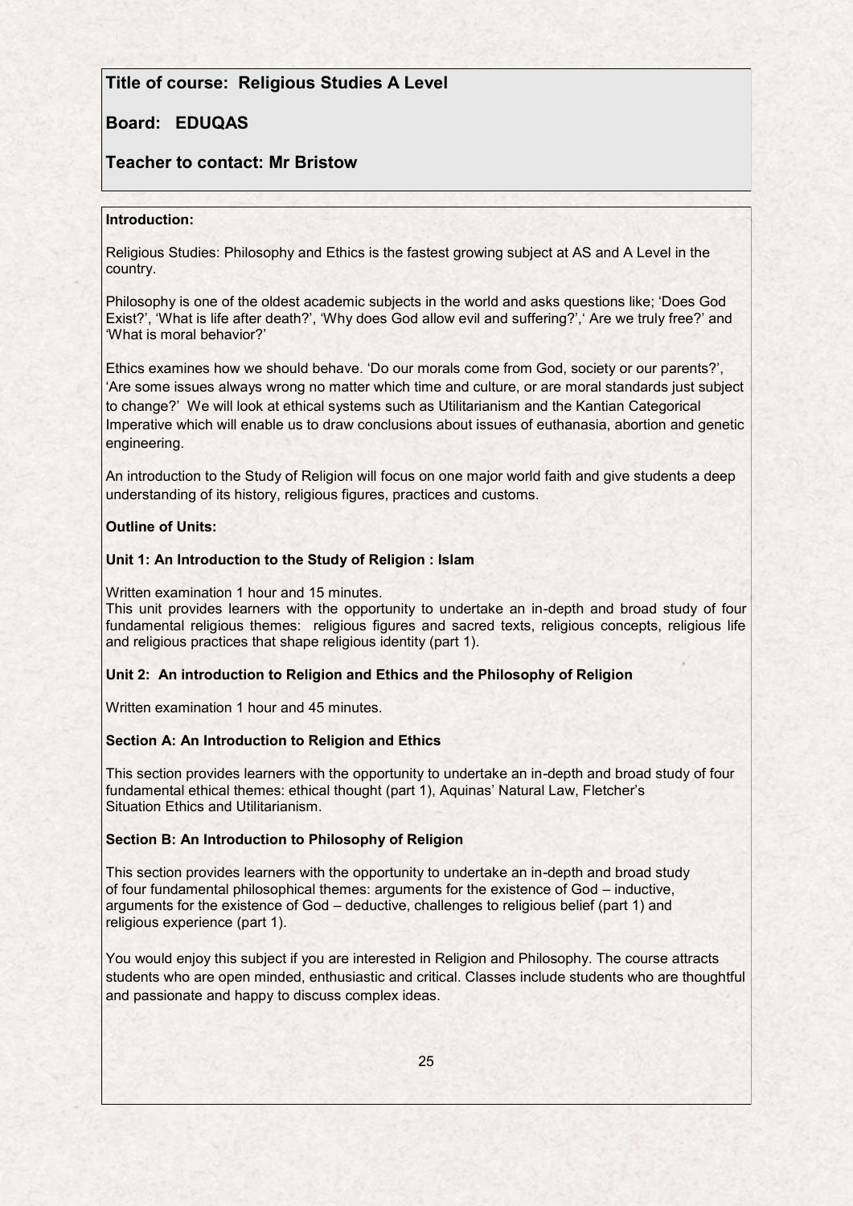# Title of course: Religious Studies A Level

## Board: EDUQAS

## Teacher to contact: Mr Bristow

**Introduction:**

Religious Studies: Philosophy and Ethics is the fastest growing subject at AS and A Level in the country.

Philosophy is one of the oldest academic subjects in the world and asks questions like; 'Does God Exist?', 'What is life after death?', 'Why does God allow evil and suffering?',' Are we truly free?' and 'What is moral behavior?'

Ethics examines how we should behave. 'Do our morals come from God, society or our parents?', 'Are some issues always wrong no matter which time and culture, or are moral standards just subject to change?' We will look at ethical systems such as Utilitarianism and the Kantian Categorical Imperative which will enable us to draw conclusions about issues of euthanasia, abortion and genetic engineering.

An introduction to the Study of Religion will focus on one major world faith and give students a deep understanding of its history, religious figures, practices and customs.

**Outline of Units:**

**Unit 1: An Introduction to the Study of Religion : Islam**

Written examination 1 hour and 15 minutes.
This unit provides learners with the opportunity to undertake an in-depth and broad study of four fundamental religious themes: religious figures and sacred texts, religious concepts, religious life and religious practices that shape religious identity (part 1).

**Unit 2: An introduction to Religion and Ethics and the Philosophy of Religion**

Written examination 1 hour and 45 minutes.

**Section A: An Introduction to Religion and Ethics**

This section provides learners with the opportunity to undertake an in-depth and broad study of four fundamental ethical themes: ethical thought (part 1), Aquinas' Natural Law, Fletcher's Situation Ethics and Utilitarianism.

**Section B: An Introduction to Philosophy of Religion**

This section provides learners with the opportunity to undertake an in-depth and broad study of four fundamental philosophical themes: arguments for the existence of God – inductive, arguments for the existence of God – deductive, challenges to religious belief (part 1) and religious experience (part 1).

You would enjoy this subject if you are interested in Religion and Philosophy. The course attracts students who are open minded, enthusiastic and critical. Classes include students who are thoughtful and passionate and happy to discuss complex ideas.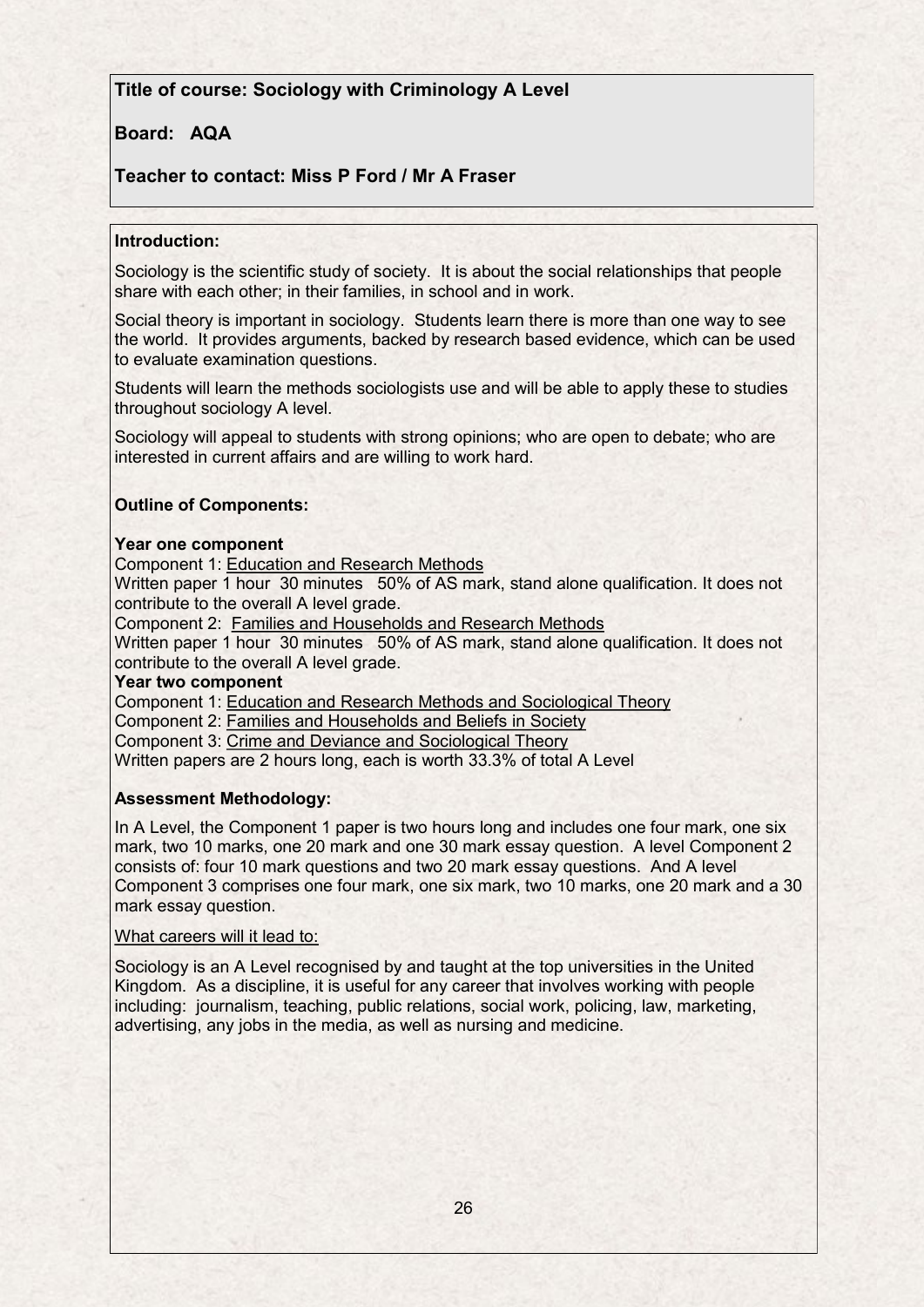**Title of course: Sociology with Criminology A Level**

**Board: AQA**

**Teacher to contact: Miss P Ford / Mr A Fraser**

**Introduction:**

Sociology is the scientific study of society. It is about the social relationships that people share with each other; in their families, in school and in work.

Social theory is important in sociology. Students learn there is more than one way to see the world. It provides arguments, backed by research based evidence, which can be used to evaluate examination questions.

Students will learn the methods sociologists use and will be able to apply these to studies throughout sociology A level.

Sociology will appeal to students with strong opinions; who are open to debate; who are interested in current affairs and are willing to work hard.

**Outline of Components:**

**Year one component**

Component 1: Education and Research Methods

Written paper 1 hour 30 minutes 50% of AS mark, stand alone qualification. It does not contribute to the overall A level grade.

Component 2: Families and Households and Research Methods

Written paper 1 hour 30 minutes 50% of AS mark, stand alone qualification. It does not contribute to the overall A level grade.

**Year two component**

Component 1: Education and Research Methods and Sociological Theory

Component 2: Families and Households and Beliefs in Society

Component 3: Crime and Deviance and Sociological Theory

Written papers are 2 hours long, each is worth 33.3% of total A Level

**Assessment Methodology:**

In A Level, the Component 1 paper is two hours long and includes one four mark, one six mark, two 10 marks, one 20 mark and one 30 mark essay question. A level Component 2 consists of: four 10 mark questions and two 20 mark essay questions. And A level Component 3 comprises one four mark, one six mark, two 10 marks, one 20 mark and a 30 mark essay question.

What careers will it lead to:

Sociology is an A Level recognised by and taught at the top universities in the United Kingdom. As a discipline, it is useful for any career that involves working with people including: journalism, teaching, public relations, social work, policing, law, marketing, advertising, any jobs in the media, as well as nursing and medicine.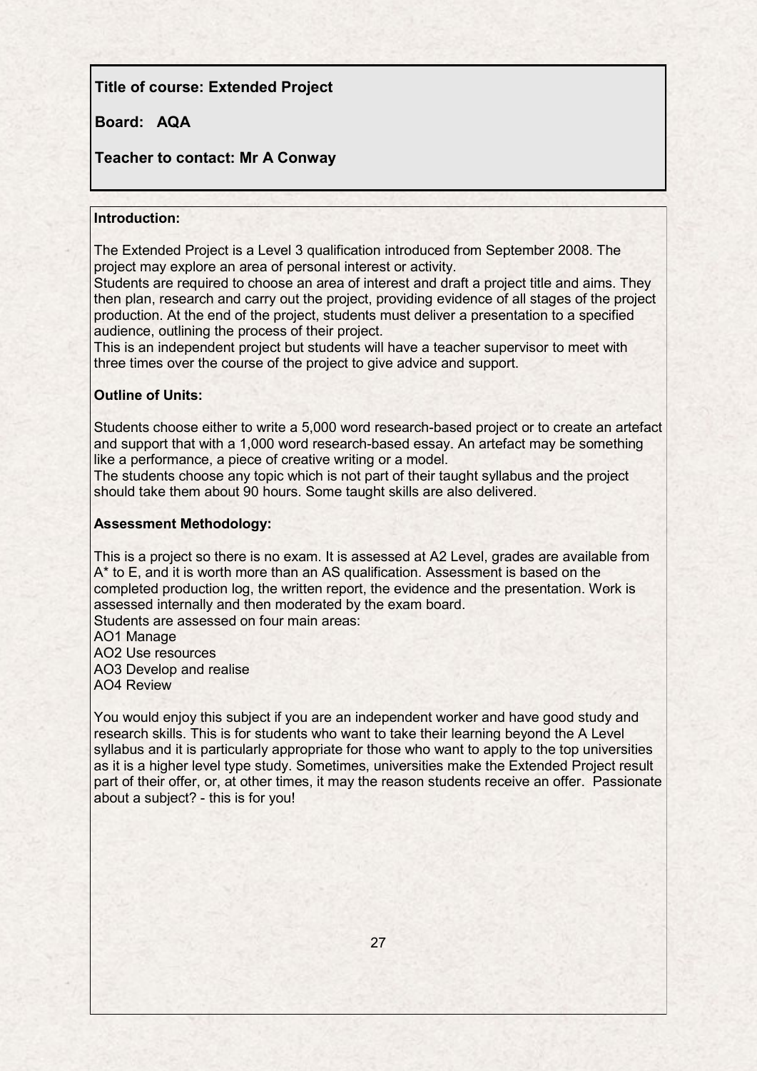**Title of course: Extended Project**

**Board: AQA**

**Teacher to contact: Mr A Conway**

**Introduction:**

The Extended Project is a Level 3 qualification introduced from September 2008. The project may explore an area of personal interest or activity.
Students are required to choose an area of interest and draft a project title and aims. They then plan, research and carry out the project, providing evidence of all stages of the project production. At the end of the project, students must deliver a presentation to a specified audience, outlining the process of their project.
This is an independent project but students will have a teacher supervisor to meet with three times over the course of the project to give advice and support.

**Outline of Units:**

Students choose either to write a 5,000 word research-based project or to create an artefact and support that with a 1,000 word research-based essay. An artefact may be something like a performance, a piece of creative writing or a model.
The students choose any topic which is not part of their taught syllabus and the project should take them about 90 hours. Some taught skills are also delivered.

**Assessment Methodology:**

This is a project so there is no exam. It is assessed at A2 Level, grades are available from A* to E, and it is worth more than an AS qualification. Assessment is based on the completed production log, the written report, the evidence and the presentation. Work is assessed internally and then moderated by the exam board.
Students are assessed on four main areas:
AO1 Manage
AO2 Use resources
AO3 Develop and realise
AO4 Review

You would enjoy this subject if you are an independent worker and have good study and research skills. This is for students who want to take their learning beyond the A Level syllabus and it is particularly appropriate for those who want to apply to the top universities as it is a higher level type study. Sometimes, universities make the Extended Project result part of their offer, or, at other times, it may the reason students receive an offer. Passionate about a subject? - this is for you!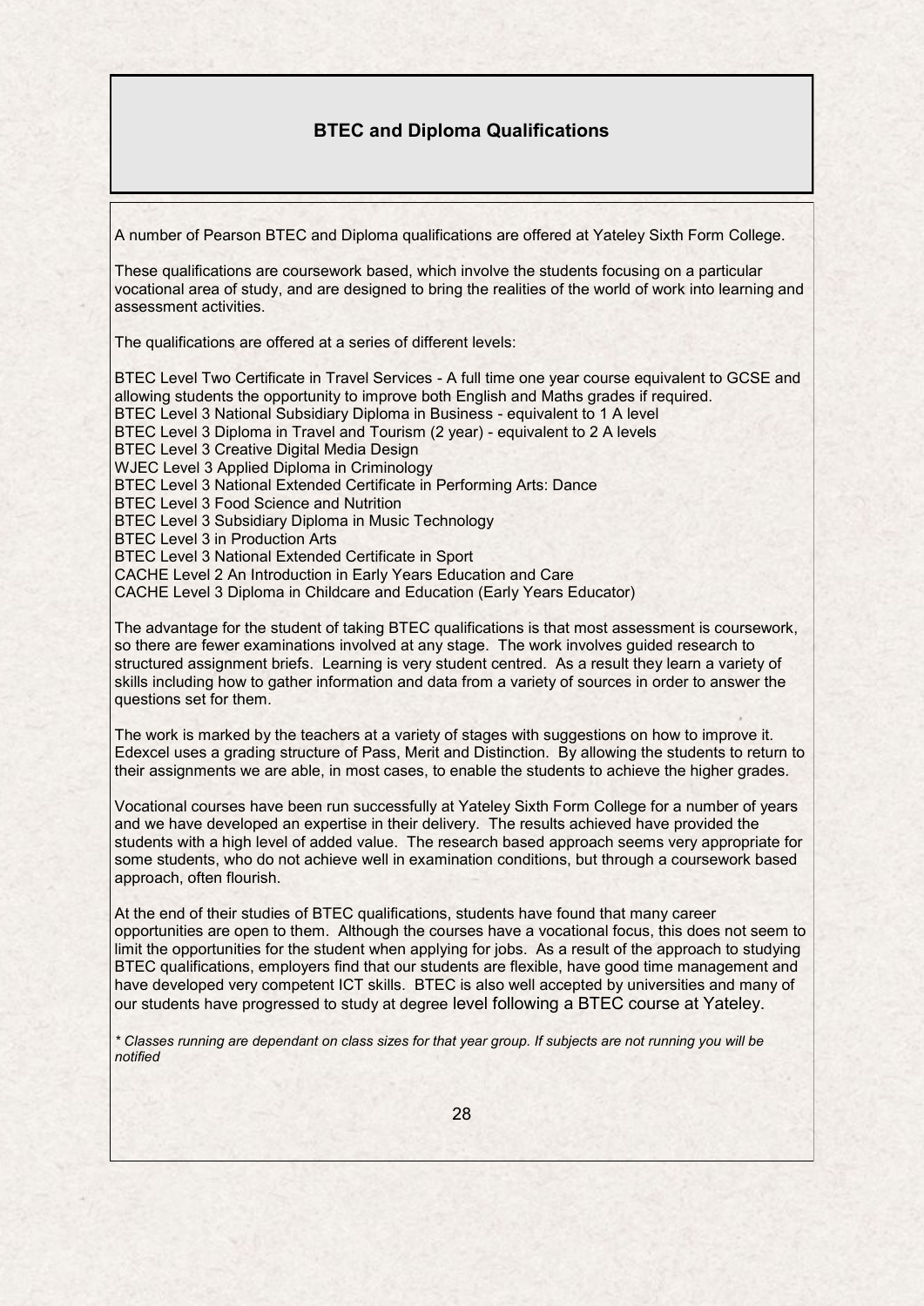## BTEC and Diploma Qualifications

A number of Pearson BTEC and Diploma qualifications are offered at Yateley Sixth Form College.

These qualifications are coursework based, which involve the students focusing on a particular vocational area of study, and are designed to bring the realities of the world of work into learning and assessment activities.

The qualifications are offered at a series of different levels:

BTEC Level Two Certificate in Travel Services - A full time one year course equivalent to GCSE and allowing students the opportunity to improve both English and Maths grades if required.
BTEC Level 3 National Subsidiary Diploma in Business - equivalent to 1 A level
BTEC Level 3 Diploma in Travel and Tourism (2 year) - equivalent to 2 A levels
BTEC Level 3 Creative Digital Media Design
WJEC Level 3 Applied Diploma in Criminology
BTEC Level 3 National Extended Certificate in Performing Arts: Dance
BTEC Level 3 Food Science and Nutrition
BTEC Level 3 Subsidiary Diploma in Music Technology
BTEC Level 3 in Production Arts
BTEC Level 3 National Extended Certificate in Sport
CACHE Level 2 An Introduction in Early Years Education and Care
CACHE Level 3 Diploma in Childcare and Education (Early Years Educator)

The advantage for the student of taking BTEC qualifications is that most assessment is coursework, so there are fewer examinations involved at any stage. The work involves guided research to structured assignment briefs. Learning is very student centred. As a result they learn a variety of skills including how to gather information and data from a variety of sources in order to answer the questions set for them.

The work is marked by the teachers at a variety of stages with suggestions on how to improve it. Edexcel uses a grading structure of Pass, Merit and Distinction. By allowing the students to return to their assignments we are able, in most cases, to enable the students to achieve the higher grades.

Vocational courses have been run successfully at Yateley Sixth Form College for a number of years and we have developed an expertise in their delivery. The results achieved have provided the students with a high level of added value. The research based approach seems very appropriate for some students, who do not achieve well in examination conditions, but through a coursework based approach, often flourish.

At the end of their studies of BTEC qualifications, students have found that many career opportunities are open to them. Although the courses have a vocational focus, this does not seem to limit the opportunities for the student when applying for jobs. As a result of the approach to studying BTEC qualifications, employers find that our students are flexible, have good time management and have developed very competent ICT skills. BTEC is also well accepted by universities and many of our students have progressed to study at degree level following a BTEC course at Yateley.

*\* Classes running are dependant on class sizes for that year group. If subjects are not running you will be notified*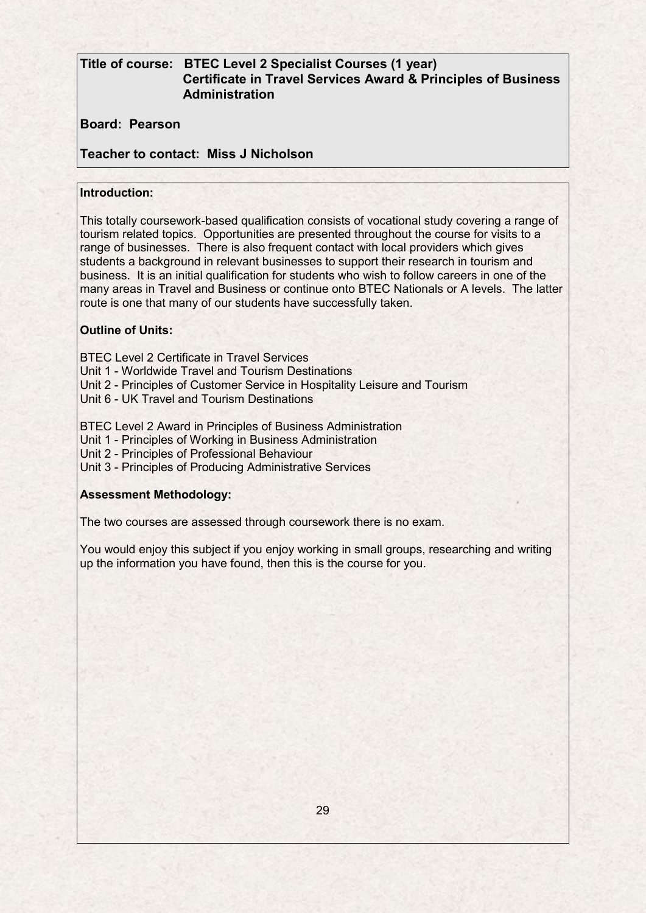**Title of course: BTEC Level 2 Specialist Courses (1 year)**
**Certificate in Travel Services Award & Principles of Business Administration**

**Board: Pearson**

**Teacher to contact: Miss J Nicholson**

**Introduction:**

This totally coursework-based qualification consists of vocational study covering a range of tourism related topics. Opportunities are presented throughout the course for visits to a range of businesses. There is also frequent contact with local providers which gives students a background in relevant businesses to support their research in tourism and business. It is an initial qualification for students who wish to follow careers in one of the many areas in Travel and Business or continue onto BTEC Nationals or A levels. The latter route is one that many of our students have successfully taken.

**Outline of Units:**

BTEC Level 2 Certificate in Travel Services
Unit 1 - Worldwide Travel and Tourism Destinations
Unit 2 - Principles of Customer Service in Hospitality Leisure and Tourism
Unit 6 - UK Travel and Tourism Destinations

BTEC Level 2 Award in Principles of Business Administration
Unit 1 - Principles of Working in Business Administration
Unit 2 - Principles of Professional Behaviour
Unit 3 - Principles of Producing Administrative Services

**Assessment Methodology:**

The two courses are assessed through coursework there is no exam.

You would enjoy this subject if you enjoy working in small groups, researching and writing up the information you have found, then this is the course for you.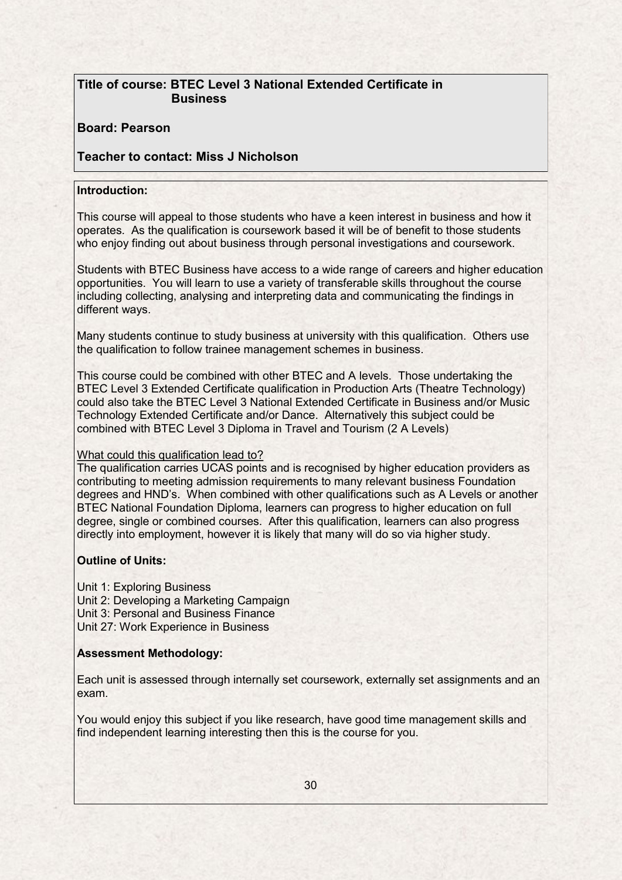**Title of course: BTEC Level 3 National Extended Certificate in Business**

**Board: Pearson**

**Teacher to contact: Miss J Nicholson**

**Introduction:**

This course will appeal to those students who have a keen interest in business and how it operates. As the qualification is coursework based it will be of benefit to those students who enjoy finding out about business through personal investigations and coursework.

Students with BTEC Business have access to a wide range of careers and higher education opportunities. You will learn to use a variety of transferable skills throughout the course including collecting, analysing and interpreting data and communicating the findings in different ways.

Many students continue to study business at university with this qualification. Others use the qualification to follow trainee management schemes in business.

This course could be combined with other BTEC and A levels. Those undertaking the BTEC Level 3 Extended Certificate qualification in Production Arts (Theatre Technology) could also take the BTEC Level 3 National Extended Certificate in Business and/or Music Technology Extended Certificate and/or Dance. Alternatively this subject could be combined with BTEC Level 3 Diploma in Travel and Tourism (2 A Levels)

<u>What could this qualification lead to?</u>

The qualification carries UCAS points and is recognised by higher education providers as contributing to meeting admission requirements to many relevant business Foundation degrees and HND's. When combined with other qualifications such as A Levels or another BTEC National Foundation Diploma, learners can progress to higher education on full degree, single or combined courses. After this qualification, learners can also progress directly into employment, however it is likely that many will do so via higher study.

**Outline of Units:**

Unit 1: Exploring Business
Unit 2: Developing a Marketing Campaign
Unit 3: Personal and Business Finance
Unit 27: Work Experience in Business

**Assessment Methodology:**

Each unit is assessed through internally set coursework, externally set assignments and an exam.

You would enjoy this subject if you like research, have good time management skills and find independent learning interesting then this is the course for you.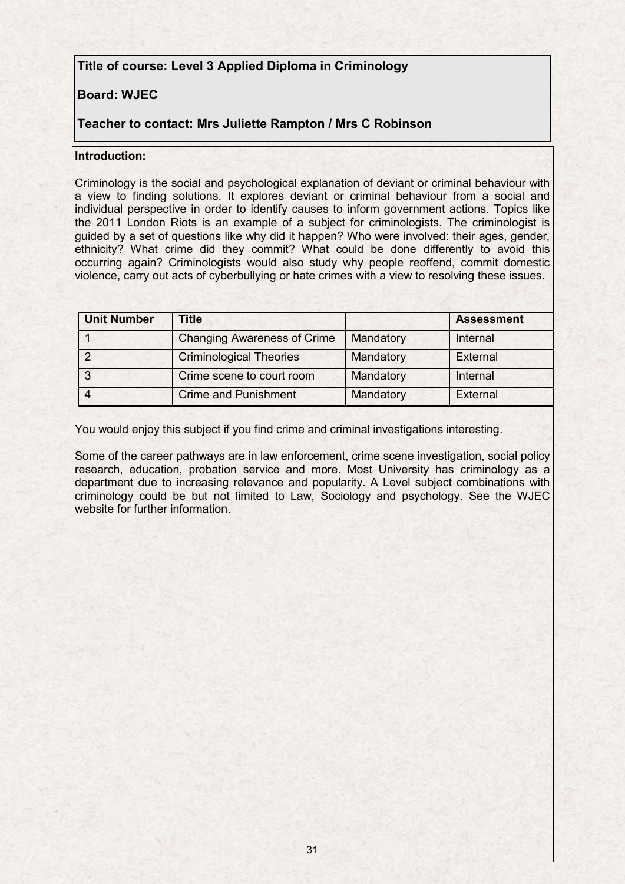**Title of course: Level 3 Applied Diploma in Criminology**

**Board: WJEC**

**Teacher to contact: Mrs Juliette Rampton / Mrs C Robinson**

**Introduction:**

Criminology is the social and psychological explanation of deviant or criminal behaviour with a view to finding solutions. It explores deviant or criminal behaviour from a social and individual perspective in order to identify causes to inform government actions. Topics like the 2011 London Riots is an example of a subject for criminologists. The criminologist is guided by a set of questions like why did it happen? Who were involved: their ages, gender, ethnicity? What crime did they commit? What could be done differently to avoid this occurring again? Criminologists would also study why people reoffend, commit domestic violence, carry out acts of cyberbullying or hate crimes with a view to resolving these issues.

| Unit Number | Title | | Assessment |
|---|---|---|---|
| 1 | Changing Awareness of Crime | Mandatory | Internal |
| 2 | Criminological Theories | Mandatory | External |
| 3 | Crime scene to court room | Mandatory | Internal |
| 4 | Crime and Punishment | Mandatory | External |

You would enjoy this subject if you find crime and criminal investigations interesting.

Some of the career pathways are in law enforcement, crime scene investigation, social policy research, education, probation service and more. Most University has criminology as a department due to increasing relevance and popularity. A Level subject combinations with criminology could be but not limited to Law, Sociology and psychology. See the WJEC website for further information.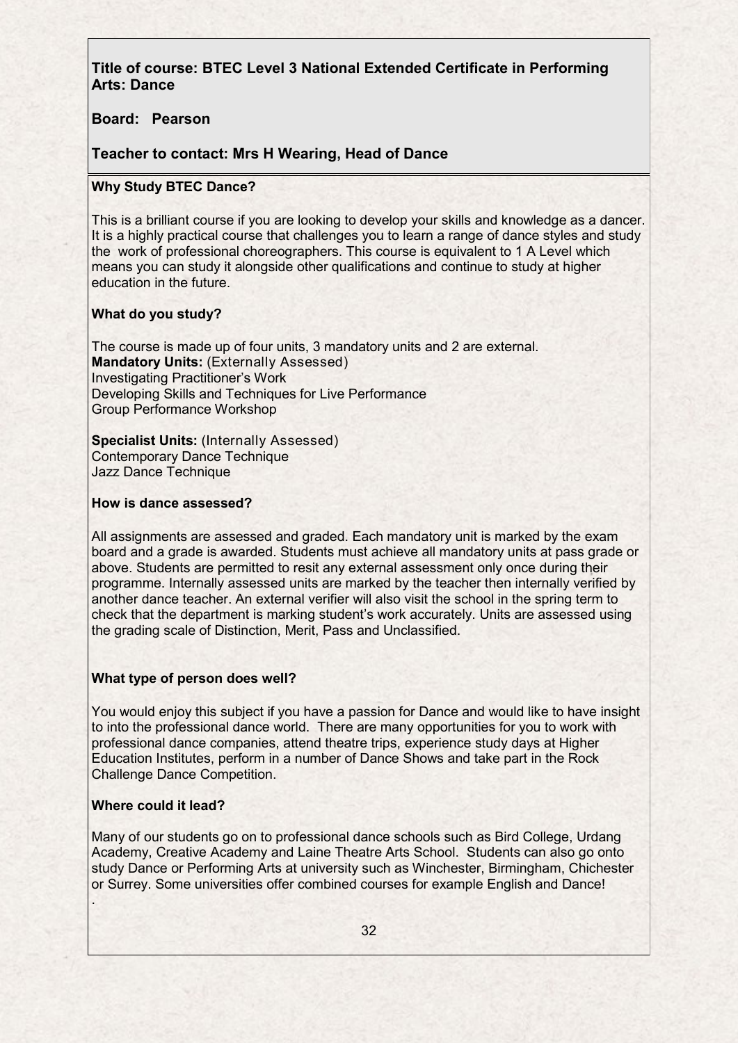**Title of course: BTEC Level 3 National Extended Certificate in Performing Arts: Dance**

**Board: Pearson**

**Teacher to contact: Mrs H Wearing, Head of Dance**

**Why Study BTEC Dance?**

This is a brilliant course if you are looking to develop your skills and knowledge as a dancer. It is a highly practical course that challenges you to learn a range of dance styles and study the work of professional choreographers. This course is equivalent to 1 A Level which means you can study it alongside other qualifications and continue to study at higher education in the future.

**What do you study?**

The course is made up of four units, 3 mandatory units and 2 are external.
**Mandatory Units:** (Externally Assessed)
Investigating Practitioner's Work
Developing Skills and Techniques for Live Performance
Group Performance Workshop

**Specialist Units:** (Internally Assessed)
Contemporary Dance Technique
Jazz Dance Technique

**How is dance assessed?**

All assignments are assessed and graded. Each mandatory unit is marked by the exam board and a grade is awarded. Students must achieve all mandatory units at pass grade or above. Students are permitted to resit any external assessment only once during their programme. Internally assessed units are marked by the teacher then internally verified by another dance teacher. An external verifier will also visit the school in the spring term to check that the department is marking student's work accurately. Units are assessed using the grading scale of Distinction, Merit, Pass and Unclassified.

**What type of person does well?**

You would enjoy this subject if you have a passion for Dance and would like to have insight to into the professional dance world. There are many opportunities for you to work with professional dance companies, attend theatre trips, experience study days at Higher Education Institutes, perform in a number of Dance Shows and take part in the Rock Challenge Dance Competition.

**Where could it lead?**

Many of our students go on to professional dance schools such as Bird College, Urdang Academy, Creative Academy and Laine Theatre Arts School. Students can also go onto study Dance or Performing Arts at university such as Winchester, Birmingham, Chichester or Surrey. Some universities offer combined courses for example English and Dance!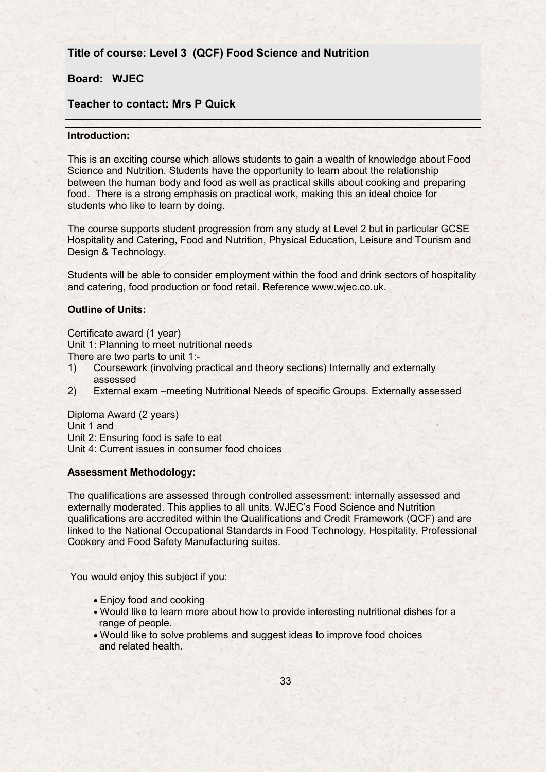**Title of course: Level 3 (QCF) Food Science and Nutrition**

**Board: WJEC**

**Teacher to contact: Mrs P Quick**

**Introduction:**

This is an exciting course which allows students to gain a wealth of knowledge about Food Science and Nutrition. Students have the opportunity to learn about the relationship between the human body and food as well as practical skills about cooking and preparing food. There is a strong emphasis on practical work, making this an ideal choice for students who like to learn by doing.

The course supports student progression from any study at Level 2 but in particular GCSE Hospitality and Catering, Food and Nutrition, Physical Education, Leisure and Tourism and Design & Technology.

Students will be able to consider employment within the food and drink sectors of hospitality and catering, food production or food retail. Reference www.wjec.co.uk.

**Outline of Units:**

Certificate award (1 year)
Unit 1: Planning to meet nutritional needs
There are two parts to unit 1:-

1) Coursework (involving practical and theory sections) Internally and externally assessed
2) External exam –meeting Nutritional Needs of specific Groups. Externally assessed

Diploma Award (2 years)
Unit 1 and
Unit 2: Ensuring food is safe to eat
Unit 4: Current issues in consumer food choices

**Assessment Methodology:**

The qualifications are assessed through controlled assessment: internally assessed and externally moderated. This applies to all units. WJEC's Food Science and Nutrition qualifications are accredited within the Qualifications and Credit Framework (QCF) and are linked to the National Occupational Standards in Food Technology, Hospitality, Professional Cookery and Food Safety Manufacturing suites.

You would enjoy this subject if you:

- Enjoy food and cooking
- Would like to learn more about how to provide interesting nutritional dishes for a range of people.
- Would like to solve problems and suggest ideas to improve food choices and related health.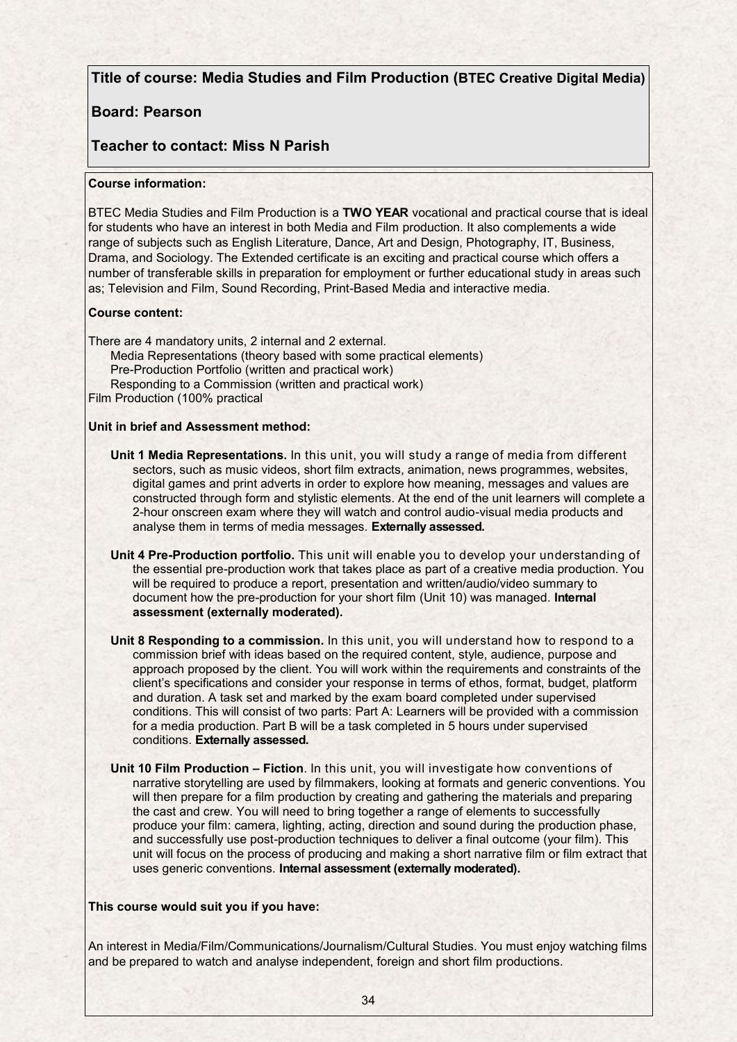## Title of course: Media Studies and Film Production (BTEC Creative Digital Media)

## Board: Pearson

## Teacher to contact: Miss N Parish

**Course information:**

BTEC Media Studies and Film Production is a **TWO YEAR** vocational and practical course that is ideal for students who have an interest in both Media and Film production. It also complements a wide range of subjects such as English Literature, Dance, Art and Design, Photography, IT, Business, Drama, and Sociology. The Extended certificate is an exciting and practical course which offers a number of transferable skills in preparation for employment or further educational study in areas such as; Television and Film, Sound Recording, Print-Based Media and interactive media.

**Course content:**

There are 4 mandatory units, 2 internal and 2 external.

- Media Representations (theory based with some practical elements)
- Pre-Production Portfolio (written and practical work)
- Responding to a Commission (written and practical work)

Film Production (100% practical

**Unit in brief and Assessment method:**

**Unit 1 Media Representations.** In this unit, you will study a range of media from different sectors, such as music videos, short film extracts, animation, news programmes, websites, digital games and print adverts in order to explore how meaning, messages and values are constructed through form and stylistic elements. At the end of the unit learners will complete a 2-hour onscreen exam where they will watch and control audio-visual media products and analyse them in terms of media messages. **Externally assessed.**

**Unit 4 Pre-Production portfolio.** This unit will enable you to develop your understanding of the essential pre-production work that takes place as part of a creative media production. You will be required to produce a report, presentation and written/audio/video summary to document how the pre-production for your short film (Unit 10) was managed. **Internal assessment (externally moderated).**

**Unit 8 Responding to a commission.** In this unit, you will understand how to respond to a commission brief with ideas based on the required content, style, audience, purpose and approach proposed by the client. You will work within the requirements and constraints of the client's specifications and consider your response in terms of ethos, format, budget, platform and duration. A task set and marked by the exam board completed under supervised conditions. This will consist of two parts: Part A: Learners will be provided with a commission for a media production. Part B will be a task completed in 5 hours under supervised conditions. **Externally assessed.**

**Unit 10 Film Production – Fiction**. In this unit, you will investigate how conventions of narrative storytelling are used by filmmakers, looking at formats and generic conventions. You will then prepare for a film production by creating and gathering the materials and preparing the cast and crew. You will need to bring together a range of elements to successfully produce your film: camera, lighting, acting, direction and sound during the production phase, and successfully use post-production techniques to deliver a final outcome (your film). This unit will focus on the process of producing and making a short narrative film or film extract that uses generic conventions. **Internal assessment (externally moderated).**

**This course would suit you if you have:**

An interest in Media/Film/Communications/Journalism/Cultural Studies. You must enjoy watching films and be prepared to watch and analyse independent, foreign and short film productions.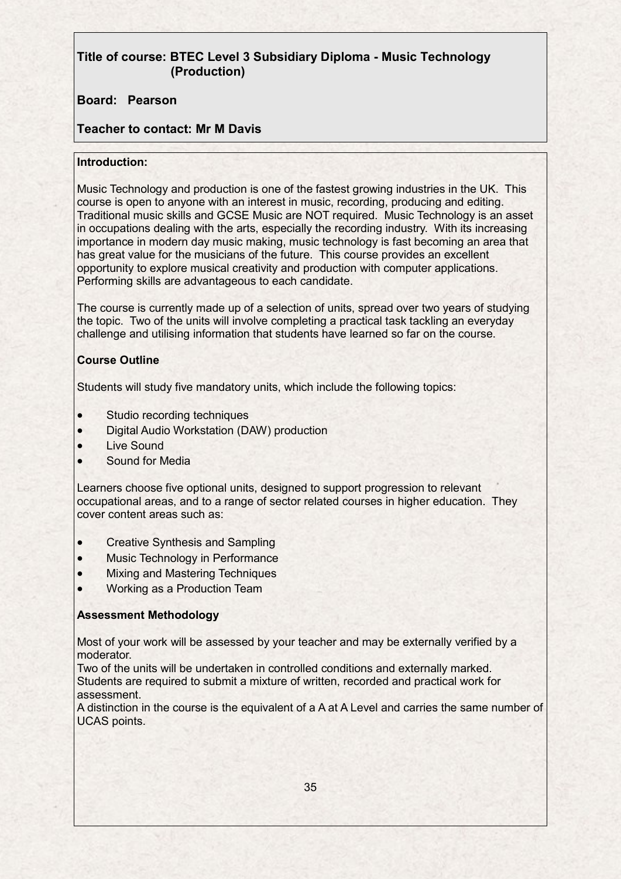**Title of course: BTEC Level 3 Subsidiary Diploma - Music Technology (Production)**

**Board: Pearson**

**Teacher to contact: Mr M Davis**

**Introduction:**

Music Technology and production is one of the fastest growing industries in the UK. This course is open to anyone with an interest in music, recording, producing and editing. Traditional music skills and GCSE Music are NOT required. Music Technology is an asset in occupations dealing with the arts, especially the recording industry. With its increasing importance in modern day music making, music technology is fast becoming an area that has great value for the musicians of the future. This course provides an excellent opportunity to explore musical creativity and production with computer applications. Performing skills are advantageous to each candidate.

The course is currently made up of a selection of units, spread over two years of studying the topic. Two of the units will involve completing a practical task tackling an everyday challenge and utilising information that students have learned so far on the course.

**Course Outline**

Students will study five mandatory units, which include the following topics:

- Studio recording techniques
- Digital Audio Workstation (DAW) production
- Live Sound
- Sound for Media

Learners choose five optional units, designed to support progression to relevant occupational areas, and to a range of sector related courses in higher education. They cover content areas such as:

- Creative Synthesis and Sampling
- Music Technology in Performance
- Mixing and Mastering Techniques
- Working as a Production Team

**Assessment Methodology**

Most of your work will be assessed by your teacher and may be externally verified by a moderator.
Two of the units will be undertaken in controlled conditions and externally marked.
Students are required to submit a mixture of written, recorded and practical work for assessment.
A distinction in the course is the equivalent of a A at A Level and carries the same number of UCAS points.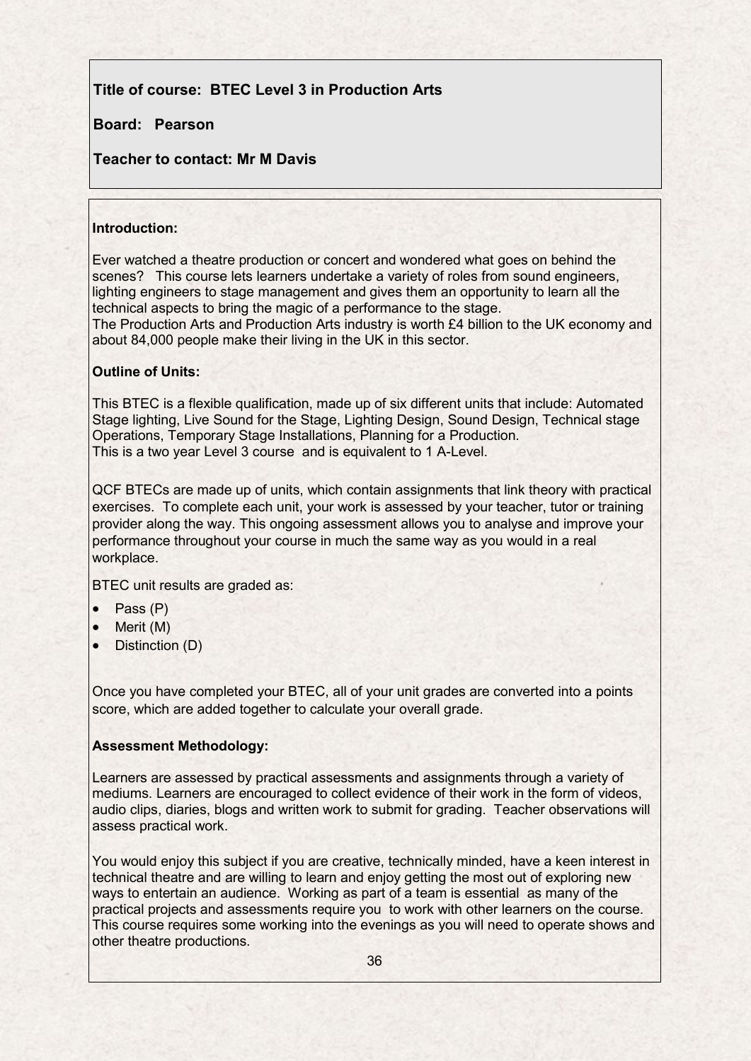**Title of course: BTEC Level 3 in Production Arts**

**Board: Pearson**

**Teacher to contact: Mr M Davis**

**Introduction:**

Ever watched a theatre production or concert and wondered what goes on behind the scenes? This course lets learners undertake a variety of roles from sound engineers, lighting engineers to stage management and gives them an opportunity to learn all the technical aspects to bring the magic of a performance to the stage.
The Production Arts and Production Arts industry is worth £4 billion to the UK economy and about 84,000 people make their living in the UK in this sector.

**Outline of Units:**

This BTEC is a flexible qualification, made up of six different units that include: Automated Stage lighting, Live Sound for the Stage, Lighting Design, Sound Design, Technical stage Operations, Temporary Stage Installations, Planning for a Production.
This is a two year Level 3 course and is equivalent to 1 A-Level.

QCF BTECs are made up of units, which contain assignments that link theory with practical exercises. To complete each unit, your work is assessed by your teacher, tutor or training provider along the way. This ongoing assessment allows you to analyse and improve your performance throughout your course in much the same way as you would in a real workplace.

BTEC unit results are graded as:

- Pass (P)
- Merit (M)
- Distinction (D)

Once you have completed your BTEC, all of your unit grades are converted into a points score, which are added together to calculate your overall grade.

**Assessment Methodology:**

Learners are assessed by practical assessments and assignments through a variety of mediums. Learners are encouraged to collect evidence of their work in the form of videos, audio clips, diaries, blogs and written work to submit for grading. Teacher observations will assess practical work.

You would enjoy this subject if you are creative, technically minded, have a keen interest in technical theatre and are willing to learn and enjoy getting the most out of exploring new ways to entertain an audience. Working as part of a team is essential as many of the practical projects and assessments require you to work with other learners on the course. This course requires some working into the evenings as you will need to operate shows and other theatre productions.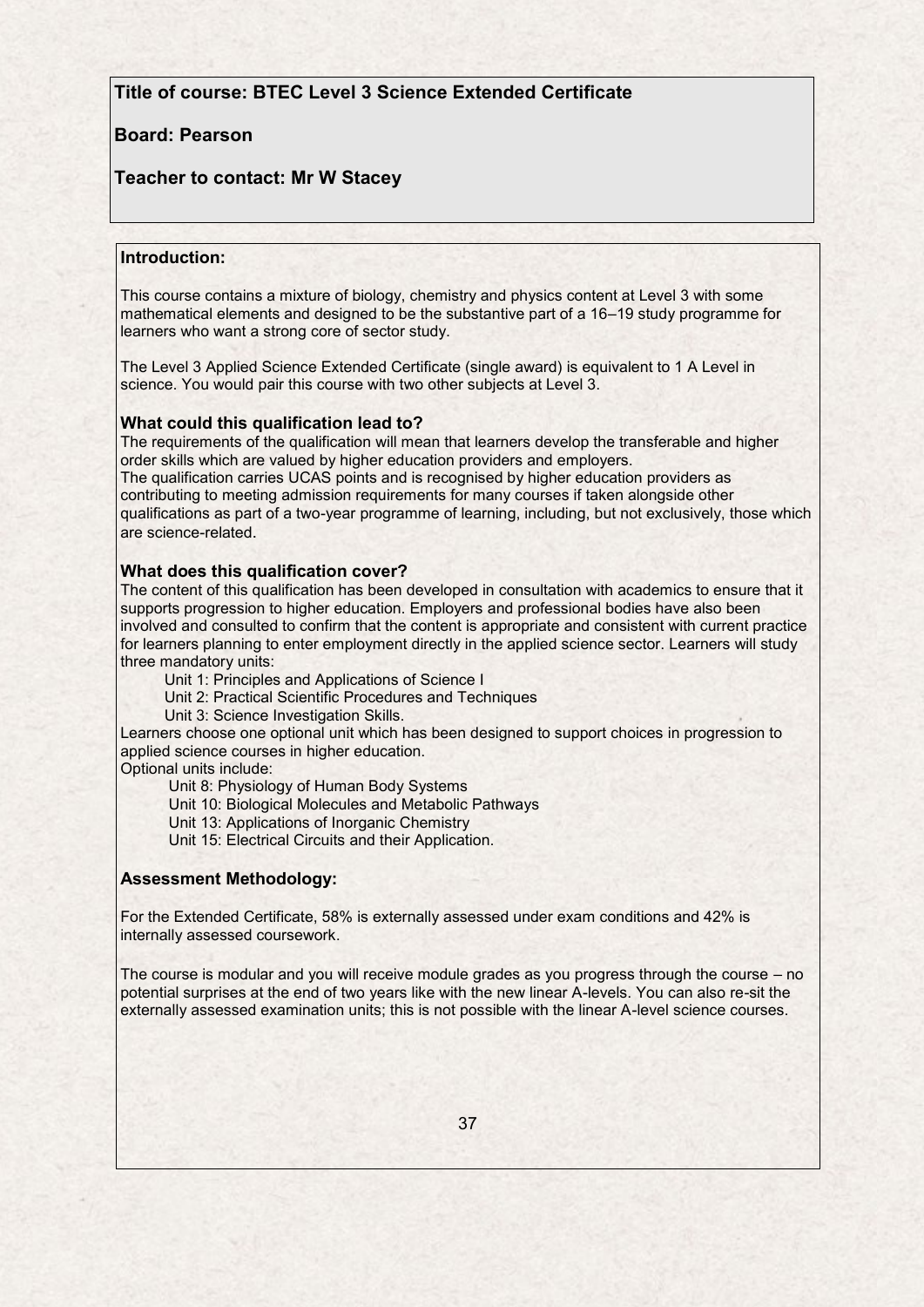**Title of course: BTEC Level 3 Science Extended Certificate**

**Board: Pearson**

**Teacher to contact: Mr W Stacey**

**Introduction:**

This course contains a mixture of biology, chemistry and physics content at Level 3 with some mathematical elements and designed to be the substantive part of a 16–19 study programme for learners who want a strong core of sector study.

The Level 3 Applied Science Extended Certificate (single award) is equivalent to 1 A Level in science. You would pair this course with two other subjects at Level 3.

**What could this qualification lead to?**

The requirements of the qualification will mean that learners develop the transferable and higher order skills which are valued by higher education providers and employers.
The qualification carries UCAS points and is recognised by higher education providers as contributing to meeting admission requirements for many courses if taken alongside other qualifications as part of a two-year programme of learning, including, but not exclusively, those which are science-related.

**What does this qualification cover?**

The content of this qualification has been developed in consultation with academics to ensure that it supports progression to higher education. Employers and professional bodies have also been involved and consulted to confirm that the content is appropriate and consistent with current practice for learners planning to enter employment directly in the applied science sector. Learners will study three mandatory units:

- Unit 1: Principles and Applications of Science I
- Unit 2: Practical Scientific Procedures and Techniques
- Unit 3: Science Investigation Skills.

Learners choose one optional unit which has been designed to support choices in progression to applied science courses in higher education.
Optional units include:

- Unit 8: Physiology of Human Body Systems
- Unit 10: Biological Molecules and Metabolic Pathways
- Unit 13: Applications of Inorganic Chemistry
- Unit 15: Electrical Circuits and their Application.

**Assessment Methodology:**

For the Extended Certificate, 58% is externally assessed under exam conditions and 42% is internally assessed coursework.

The course is modular and you will receive module grades as you progress through the course – no potential surprises at the end of two years like with the new linear A-levels. You can also re-sit the externally assessed examination units; this is not possible with the linear A-level science courses.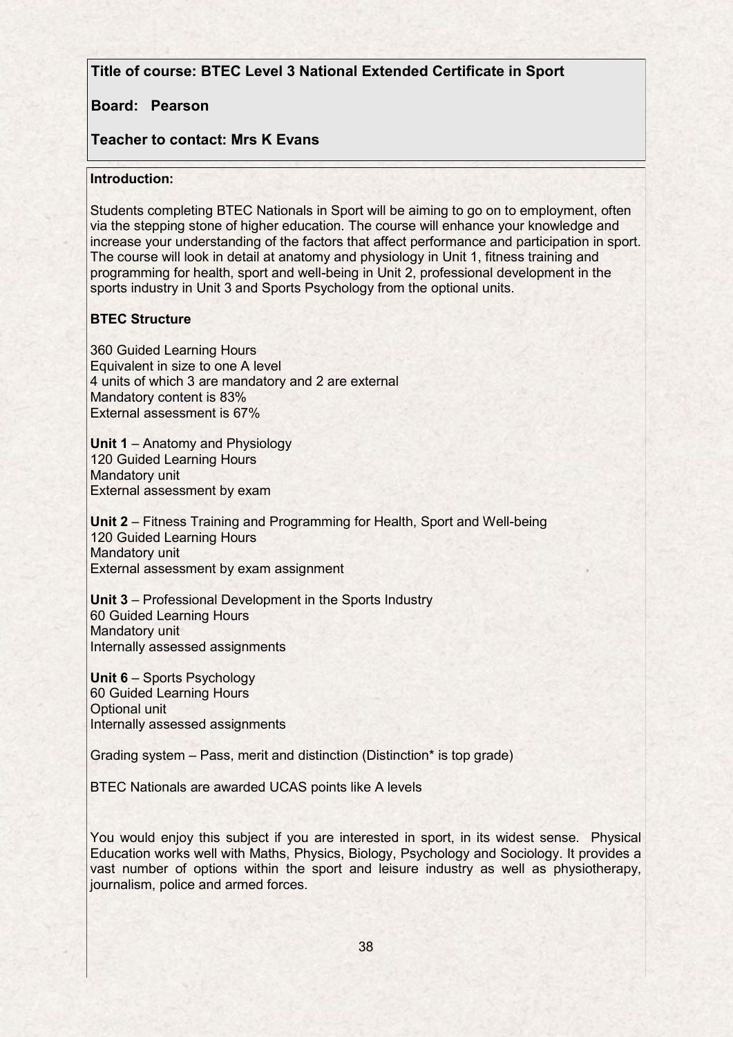**Title of course: BTEC Level 3 National Extended Certificate in Sport**

**Board: Pearson**

**Teacher to contact: Mrs K Evans**

**Introduction:**

Students completing BTEC Nationals in Sport will be aiming to go on to employment, often via the stepping stone of higher education. The course will enhance your knowledge and increase your understanding of the factors that affect performance and participation in sport. The course will look in detail at anatomy and physiology in Unit 1, fitness training and programming for health, sport and well-being in Unit 2, professional development in the sports industry in Unit 3 and Sports Psychology from the optional units.

**BTEC Structure**

360 Guided Learning Hours
Equivalent in size to one A level
4 units of which 3 are mandatory and 2 are external
Mandatory content is 83%
External assessment is 67%

**Unit 1** – Anatomy and Physiology
120 Guided Learning Hours
Mandatory unit
External assessment by exam

**Unit 2** – Fitness Training and Programming for Health, Sport and Well-being
120 Guided Learning Hours
Mandatory unit
External assessment by exam assignment

**Unit 3** – Professional Development in the Sports Industry
60 Guided Learning Hours
Mandatory unit
Internally assessed assignments

**Unit 6** – Sports Psychology
60 Guided Learning Hours
Optional unit
Internally assessed assignments

Grading system – Pass, merit and distinction (Distinction* is top grade)

BTEC Nationals are awarded UCAS points like A levels

You would enjoy this subject if you are interested in sport, in its widest sense. Physical Education works well with Maths, Physics, Biology, Psychology and Sociology. It provides a vast number of options within the sport and leisure industry as well as physiotherapy, journalism, police and armed forces.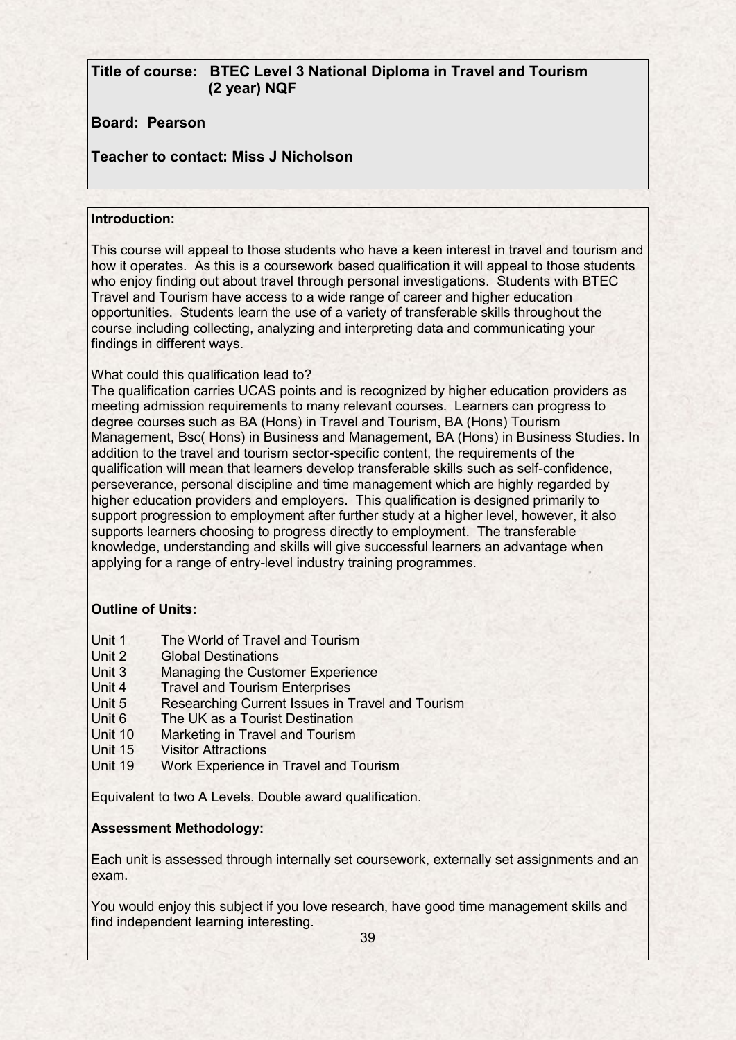**Title of course: BTEC Level 3 National Diploma in Travel and Tourism (2 year) NQF**

**Board: Pearson**

**Teacher to contact: Miss J Nicholson**

**Introduction:**

This course will appeal to those students who have a keen interest in travel and tourism and how it operates. As this is a coursework based qualification it will appeal to those students who enjoy finding out about travel through personal investigations. Students with BTEC Travel and Tourism have access to a wide range of career and higher education opportunities. Students learn the use of a variety of transferable skills throughout the course including collecting, analyzing and interpreting data and communicating your findings in different ways.

What could this qualification lead to?

The qualification carries UCAS points and is recognized by higher education providers as meeting admission requirements to many relevant courses. Learners can progress to degree courses such as BA (Hons) in Travel and Tourism, BA (Hons) Tourism Management, Bsc( Hons) in Business and Management, BA (Hons) in Business Studies. In addition to the travel and tourism sector-specific content, the requirements of the qualification will mean that learners develop transferable skills such as self-confidence, perseverance, personal discipline and time management which are highly regarded by higher education providers and employers. This qualification is designed primarily to support progression to employment after further study at a higher level, however, it also supports learners choosing to progress directly to employment. The transferable knowledge, understanding and skills will give successful learners an advantage when applying for a range of entry-level industry training programmes.

**Outline of Units:**

| | |
|---|---|
| Unit 1 | The World of Travel and Tourism |
| Unit 2 | Global Destinations |
| Unit 3 | Managing the Customer Experience |
| Unit 4 | Travel and Tourism Enterprises |
| Unit 5 | Researching Current Issues in Travel and Tourism |
| Unit 6 | The UK as a Tourist Destination |
| Unit 10 | Marketing in Travel and Tourism |
| Unit 15 | Visitor Attractions |
| Unit 19 | Work Experience in Travel and Tourism |

Equivalent to two A Levels. Double award qualification.

**Assessment Methodology:**

Each unit is assessed through internally set coursework, externally set assignments and an exam.

You would enjoy this subject if you love research, have good time management skills and find independent learning interesting.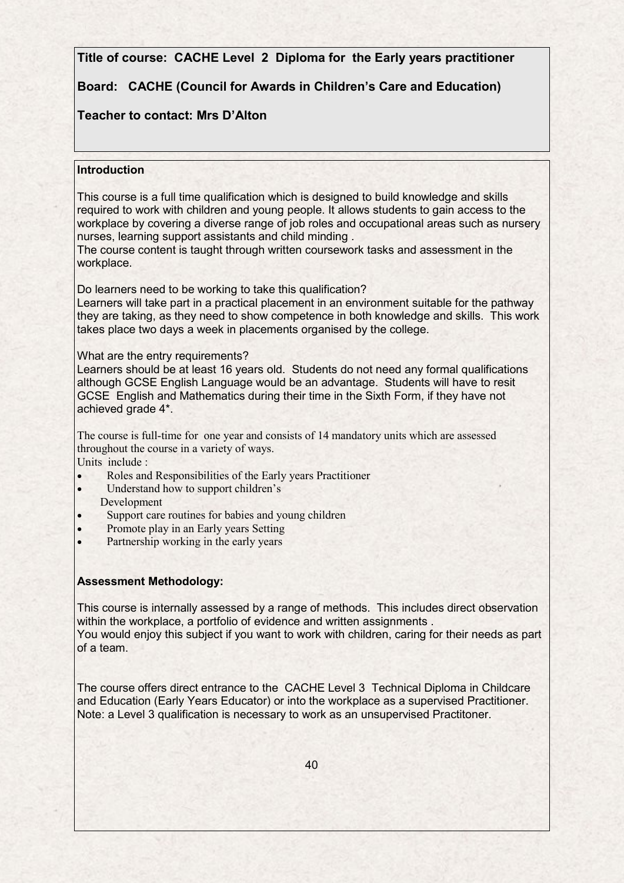**Title of course: CACHE Level 2 Diploma for the Early years practitioner**

**Board: CACHE (Council for Awards in Children's Care and Education)**

**Teacher to contact: Mrs D'Alton**

**Introduction**

This course is a full time qualification which is designed to build knowledge and skills required to work with children and young people. It allows students to gain access to the workplace by covering a diverse range of job roles and occupational areas such as nursery nurses, learning support assistants and child minding .
The course content is taught through written coursework tasks and assessment in the workplace.

Do learners need to be working to take this qualification?
Learners will take part in a practical placement in an environment suitable for the pathway they are taking, as they need to show competence in both knowledge and skills. This work takes place two days a week in placements organised by the college.

What are the entry requirements?
Learners should be at least 16 years old. Students do not need any formal qualifications although GCSE English Language would be an advantage. Students will have to resit GCSE English and Mathematics during their time in the Sixth Form, if they have not achieved grade 4*.

The course is full-time for one year and consists of 14 mandatory units which are assessed throughout the course in a variety of ways.
Units include :

- Roles and Responsibilities of the Early years Practitioner
- Understand how to support children's Development
- Support care routines for babies and young children
- Promote play in an Early years Setting
- Partnership working in the early years

**Assessment Methodology:**

This course is internally assessed by a range of methods. This includes direct observation within the workplace, a portfolio of evidence and written assignments .
You would enjoy this subject if you want to work with children, caring for their needs as part of a team.

The course offers direct entrance to the CACHE Level 3 Technical Diploma in Childcare and Education (Early Years Educator) or into the workplace as a supervised Practitioner.
Note: a Level 3 qualification is necessary to work as an unsupervised Practitoner.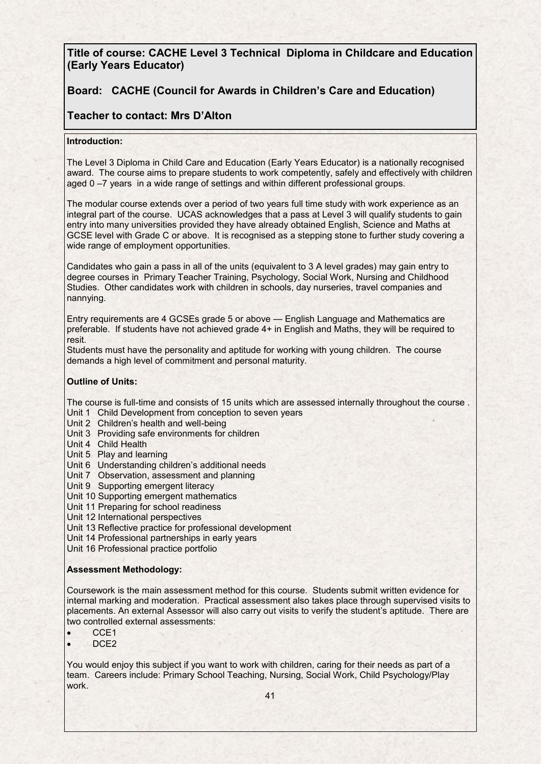## Title of course: CACHE Level 3 Technical Diploma in Childcare and Education (Early Years Educator)

## Board: CACHE (Council for Awards in Children's Care and Education)

## Teacher to contact: Mrs D'Alton

**Introduction:**

The Level 3 Diploma in Child Care and Education (Early Years Educator) is a nationally recognised award. The course aims to prepare students to work competently, safely and effectively with children aged 0 –7 years in a wide range of settings and within different professional groups.

The modular course extends over a period of two years full time study with work experience as an integral part of the course. UCAS acknowledges that a pass at Level 3 will qualify students to gain entry into many universities provided they have already obtained English, Science and Maths at GCSE level with Grade C or above. It is recognised as a stepping stone to further study covering a wide range of employment opportunities.

Candidates who gain a pass in all of the units (equivalent to 3 A level grades) may gain entry to degree courses in Primary Teacher Training, Psychology, Social Work, Nursing and Childhood Studies. Other candidates work with children in schools, day nurseries, travel companies and nannying.

Entry requirements are 4 GCSEs grade 5 or above — English Language and Mathematics are preferable. If students have not achieved grade 4+ in English and Maths, they will be required to resit.
Students must have the personality and aptitude for working with young children. The course demands a high level of commitment and personal maturity.

**Outline of Units:**

The course is full-time and consists of 15 units which are assessed internally throughout the course .
Unit 1 Child Development from conception to seven years
Unit 2 Children's health and well-being
Unit 3 Providing safe environments for children
Unit 4 Child Health
Unit 5 Play and learning
Unit 6 Understanding children's additional needs
Unit 7 Observation, assessment and planning
Unit 9 Supporting emergent literacy
Unit 10 Supporting emergent mathematics
Unit 11 Preparing for school readiness
Unit 12 International perspectives
Unit 13 Reflective practice for professional development
Unit 14 Professional partnerships in early years
Unit 16 Professional practice portfolio

**Assessment Methodology:**

Coursework is the main assessment method for this course. Students submit written evidence for internal marking and moderation. Practical assessment also takes place through supervised visits to placements. An external Assessor will also carry out visits to verify the student's aptitude. There are two controlled external assessments:

- CCE1
- DCE2

You would enjoy this subject if you want to work with children, caring for their needs as part of a team. Careers include: Primary School Teaching, Nursing, Social Work, Child Psychology/Play work.